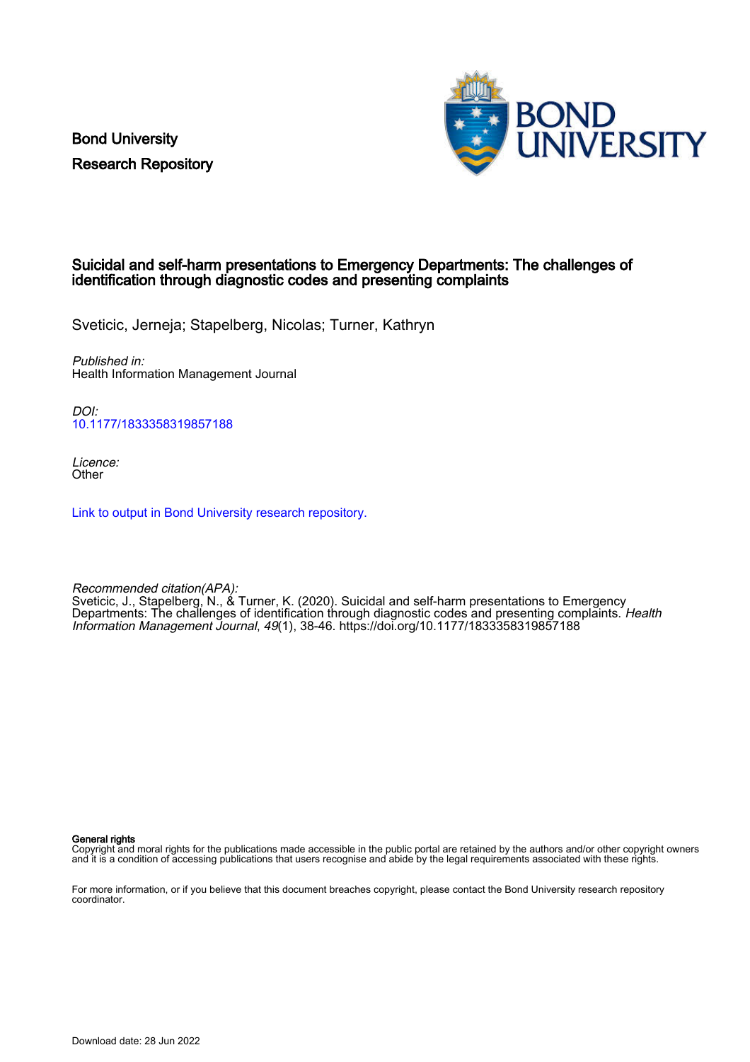Bond University
Research Repository

# Suicidal and self-harm presentations to Emergency Departments: The challenges of identification through diagnostic codes and presenting complaints

Sveticic, Jerneja; Stapelberg, Nicolas; Turner, Kathryn

*Published in:*
Health Information Management Journal

*DOI:*
10.1177/1833358319857188

*Licence:*
Other

Link to output in Bond University research repository.

*Recommended citation(APA):*
Sveticic, J., Stapelberg, N., & Turner, K. (2020). Suicidal and self-harm presentations to Emergency Departments: The challenges of identification through diagnostic codes and presenting complaints. *Health Information Management Journal*, *49*(1), 38-46. https://doi.org/10.1177/1833358319857188

**General rights**
Copyright and moral rights for the publications made accessible in the public portal are retained by the authors and/or other copyright owners and it is a condition of accessing publications that users recognise and abide by the legal requirements associated with these rights.

For more information, or if you believe that this document breaches copyright, please contact the Bond University research repository coordinator.

Download date: 28 Jun 2022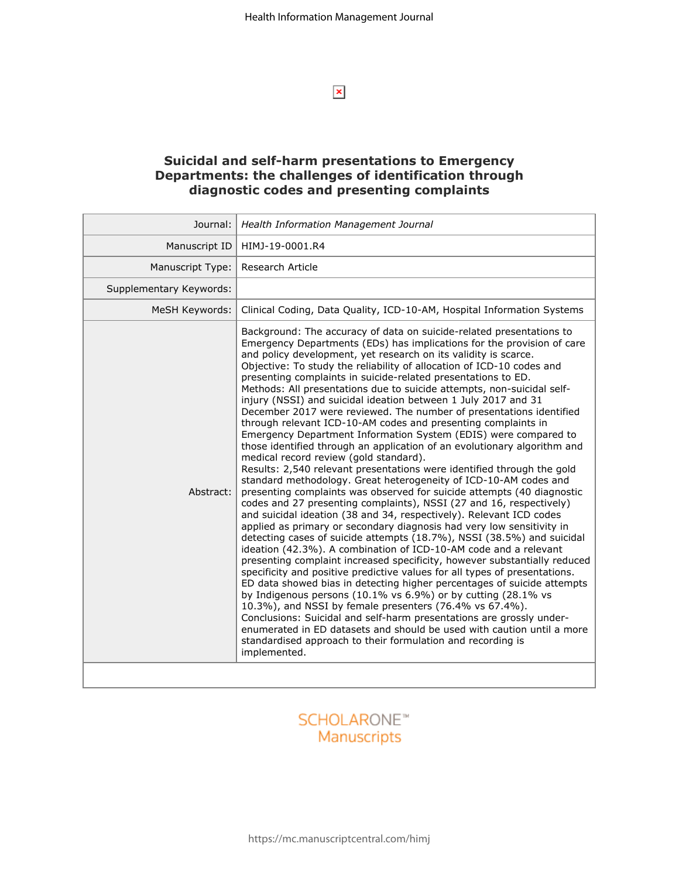# Suicidal and self-harm presentations to Emergency Departments: the challenges of identification through diagnostic codes and presenting complaints

| | |
|---|---|
| Journal: | *Health Information Management Journal* |
| Manuscript ID | HIMJ-19-0001.R4 |
| Manuscript Type: | Research Article |
| Supplementary Keywords: | |
| MeSH Keywords: | Clinical Coding, Data Quality, ICD-10-AM, Hospital Information Systems |
| Abstract: | Background: The accuracy of data on suicide-related presentations to Emergency Departments (EDs) has implications for the provision of care and policy development, yet research on its validity is scarce. Objective: To study the reliability of allocation of ICD-10 codes and presenting complaints in suicide-related presentations to ED. Methods: All presentations due to suicide attempts, non-suicidal self-injury (NSSI) and suicidal ideation between 1 July 2017 and 31 December 2017 were reviewed. The number of presentations identified through relevant ICD-10-AM codes and presenting complaints in Emergency Department Information System (EDIS) were compared to those identified through an application of an evolutionary algorithm and medical record review (gold standard). Results: 2,540 relevant presentations were identified through the gold standard methodology. Great heterogeneity of ICD-10-AM codes and presenting complaints was observed for suicide attempts (40 diagnostic codes and 27 presenting complaints), NSSI (27 and 16, respectively) and suicidal ideation (38 and 34, respectively). Relevant ICD codes applied as primary or secondary diagnosis had very low sensitivity in detecting cases of suicide attempts (18.7%), NSSI (38.5%) and suicidal ideation (42.3%). A combination of ICD-10-AM code and a relevant presenting complaint increased specificity, however substantially reduced specificity and positive predictive values for all types of presentations. ED data showed bias in detecting higher percentages of suicide attempts by Indigenous persons (10.1% vs 6.9%) or by cutting (28.1% vs 10.3%), and NSSI by female presenters (76.4% vs 67.4%). Conclusions: Suicidal and self-harm presentations are grossly under-enumerated in ED datasets and should be used with caution until a more standardised approach to their formulation and recording is implemented. |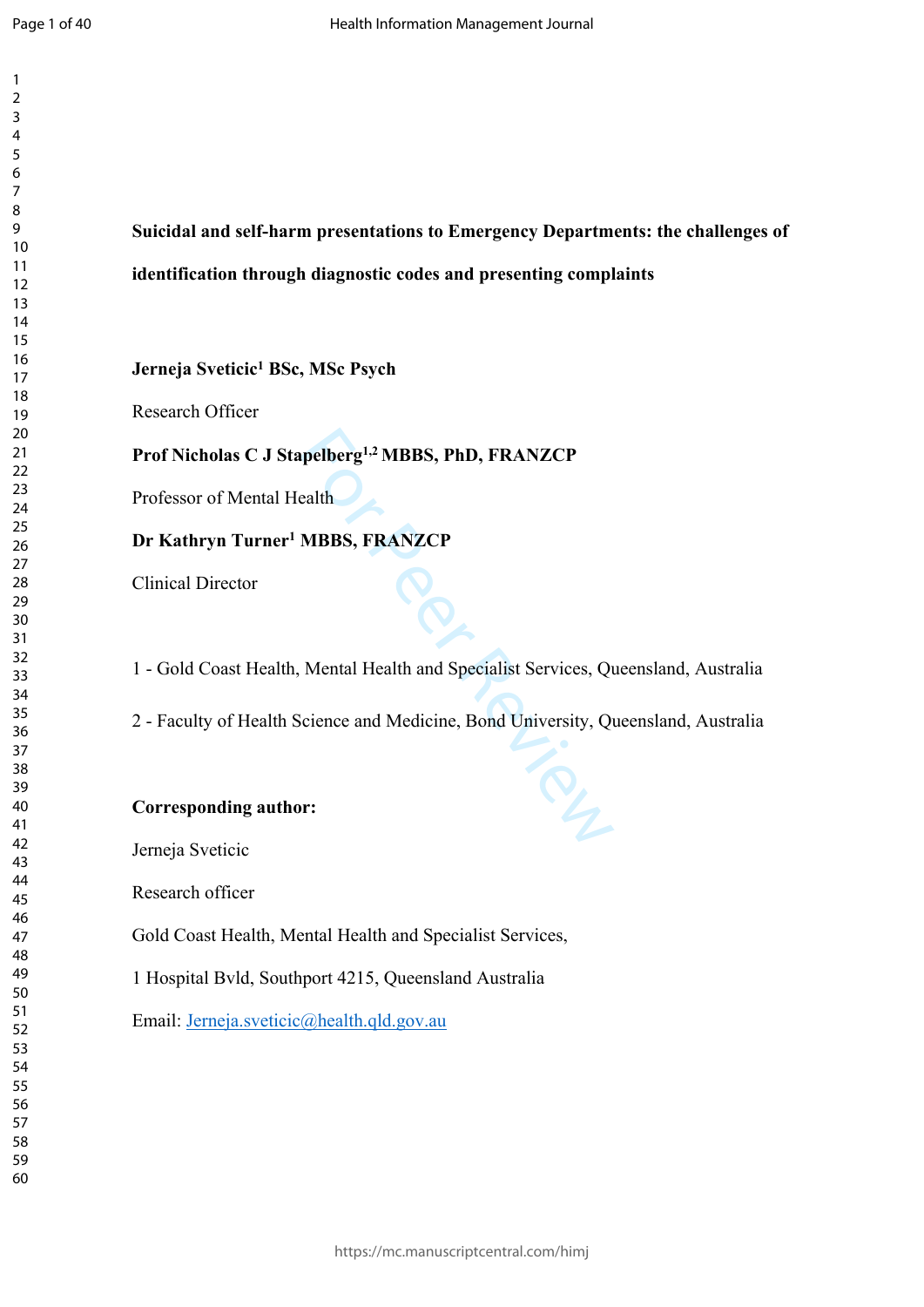**Suicidal and self-harm presentations to Emergency Departments: the challenges of identification through diagnostic codes and presenting complaints**

**Jerneja Sveticic[1] BSc, MSc Psych**

Research Officer

**Prof Nicholas C J Stapelberg[1,2] MBBS, PhD, FRANZCP**

Professor of Mental Health

**Dr Kathryn Turner[1] MBBS, FRANZCP**

Clinical Director

1 - Gold Coast Health, Mental Health and Specialist Services, Queensland, Australia

2 - Faculty of Health Science and Medicine, Bond University, Queensland, Australia

**Corresponding author:**

Jerneja Sveticic

Research officer

Gold Coast Health, Mental Health and Specialist Services,

1 Hospital Bvld, Southport 4215, Queensland Australia

Email: Jerneja.sveticic@health.qld.gov.au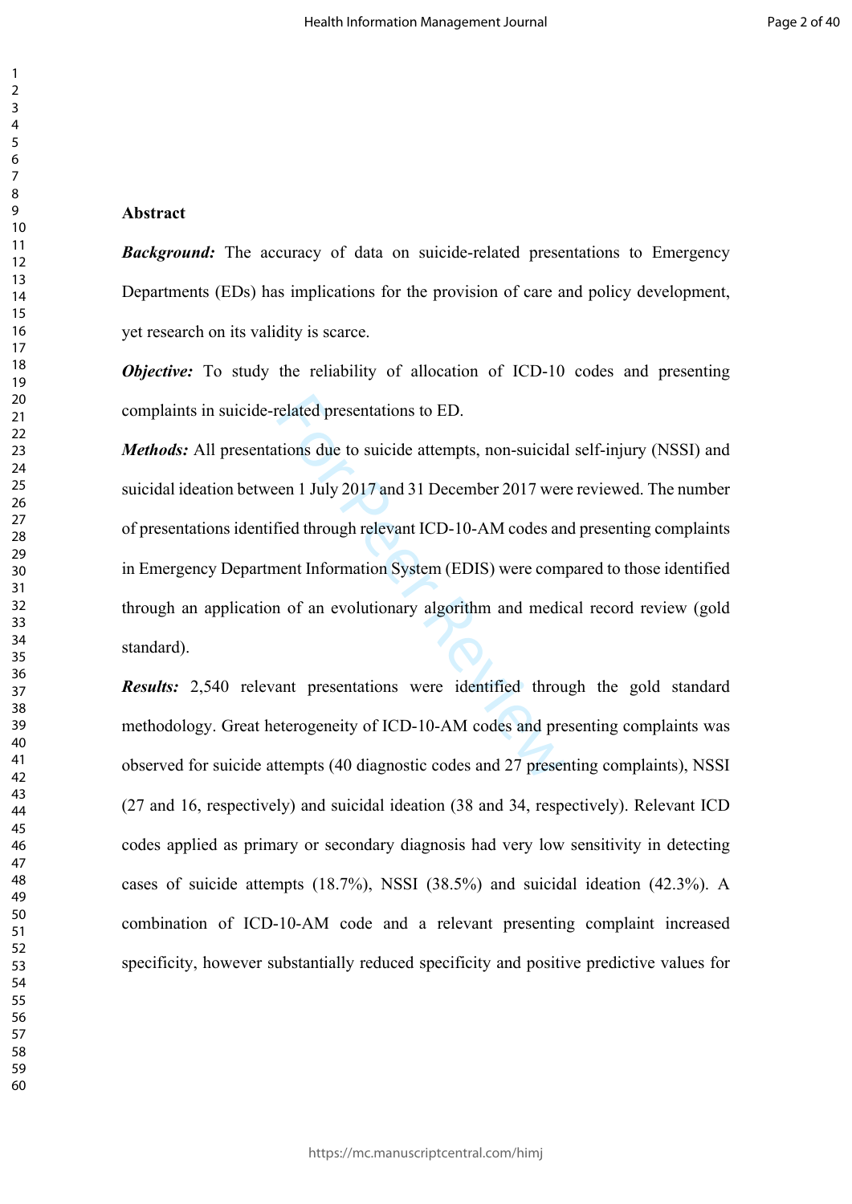**Abstract**

***Background:*** The accuracy of data on suicide-related presentations to Emergency Departments (EDs) has implications for the provision of care and policy development, yet research on its validity is scarce.

***Objective:*** To study the reliability of allocation of ICD-10 codes and presenting complaints in suicide-related presentations to ED.

***Methods:*** All presentations due to suicide attempts, non-suicidal self-injury (NSSI) and suicidal ideation between 1 July 2017 and 31 December 2017 were reviewed. The number of presentations identified through relevant ICD-10-AM codes and presenting complaints in Emergency Department Information System (EDIS) were compared to those identified through an application of an evolutionary algorithm and medical record review (gold standard).

***Results:*** 2,540 relevant presentations were identified through the gold standard methodology. Great heterogeneity of ICD-10-AM codes and presenting complaints was observed for suicide attempts (40 diagnostic codes and 27 presenting complaints), NSSI (27 and 16, respectively) and suicidal ideation (38 and 34, respectively). Relevant ICD codes applied as primary or secondary diagnosis had very low sensitivity in detecting cases of suicide attempts (18.7%), NSSI (38.5%) and suicidal ideation (42.3%). A combination of ICD-10-AM code and a relevant presenting complaint increased specificity, however substantially reduced specificity and positive predictive values for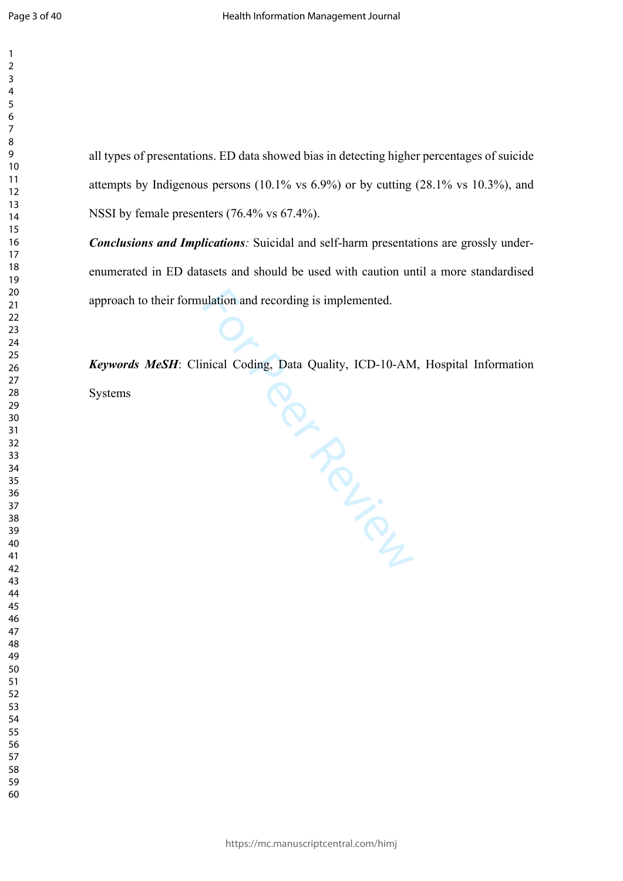all types of presentations. ED data showed bias in detecting higher percentages of suicide attempts by Indigenous persons (10.1% vs 6.9%) or by cutting (28.1% vs 10.3%), and NSSI by female presenters (76.4% vs 67.4%).

***Conclusions and Implications**:* Suicidal and self-harm presentations are grossly under-enumerated in ED datasets and should be used with caution until a more standardised approach to their formulation and recording is implemented.

***Keywords MeSH***: Clinical Coding, Data Quality, ICD-10-AM, Hospital Information Systems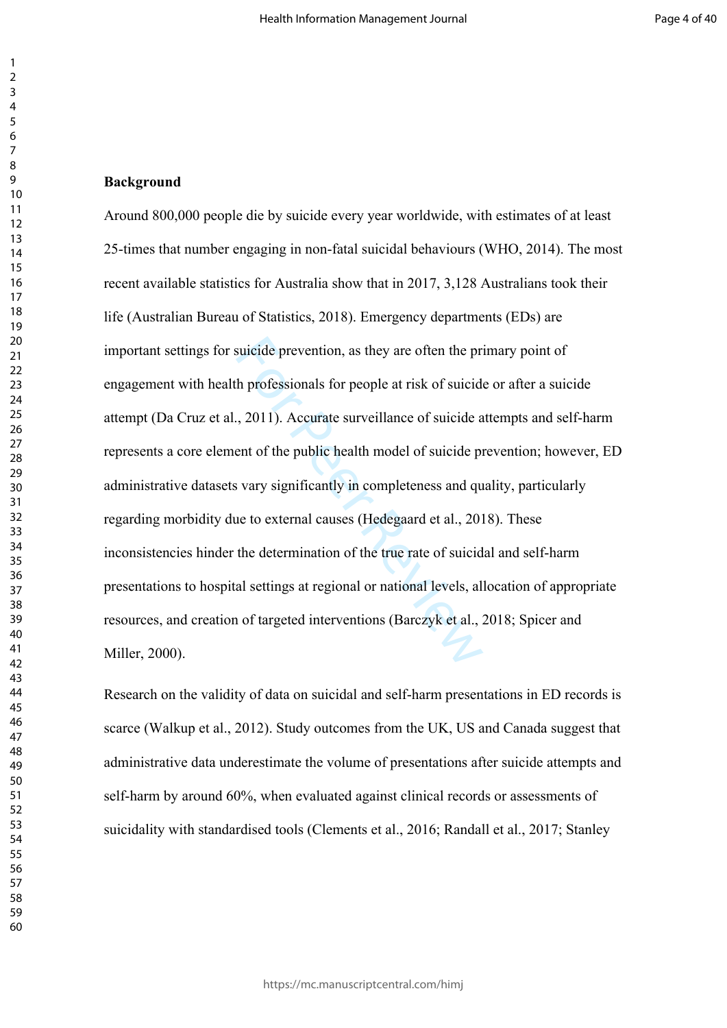**Background**

Around 800,000 people die by suicide every year worldwide, with estimates of at least 25-times that number engaging in non-fatal suicidal behaviours (WHO, 2014). The most recent available statistics for Australia show that in 2017, 3,128 Australians took their life (Australian Bureau of Statistics, 2018). Emergency departments (EDs) are important settings for suicide prevention, as they are often the primary point of engagement with health professionals for people at risk of suicide or after a suicide attempt (Da Cruz et al., 2011). Accurate surveillance of suicide attempts and self-harm represents a core element of the public health model of suicide prevention; however, ED administrative datasets vary significantly in completeness and quality, particularly regarding morbidity due to external causes (Hedegaard et al., 2018). These inconsistencies hinder the determination of the true rate of suicidal and self-harm presentations to hospital settings at regional or national levels, allocation of appropriate resources, and creation of targeted interventions (Barczyk et al., 2018; Spicer and Miller, 2000).

Research on the validity of data on suicidal and self-harm presentations in ED records is scarce (Walkup et al., 2012). Study outcomes from the UK, US and Canada suggest that administrative data underestimate the volume of presentations after suicide attempts and self-harm by around 60%, when evaluated against clinical records or assessments of suicidality with standardised tools (Clements et al., 2016; Randall et al., 2017; Stanley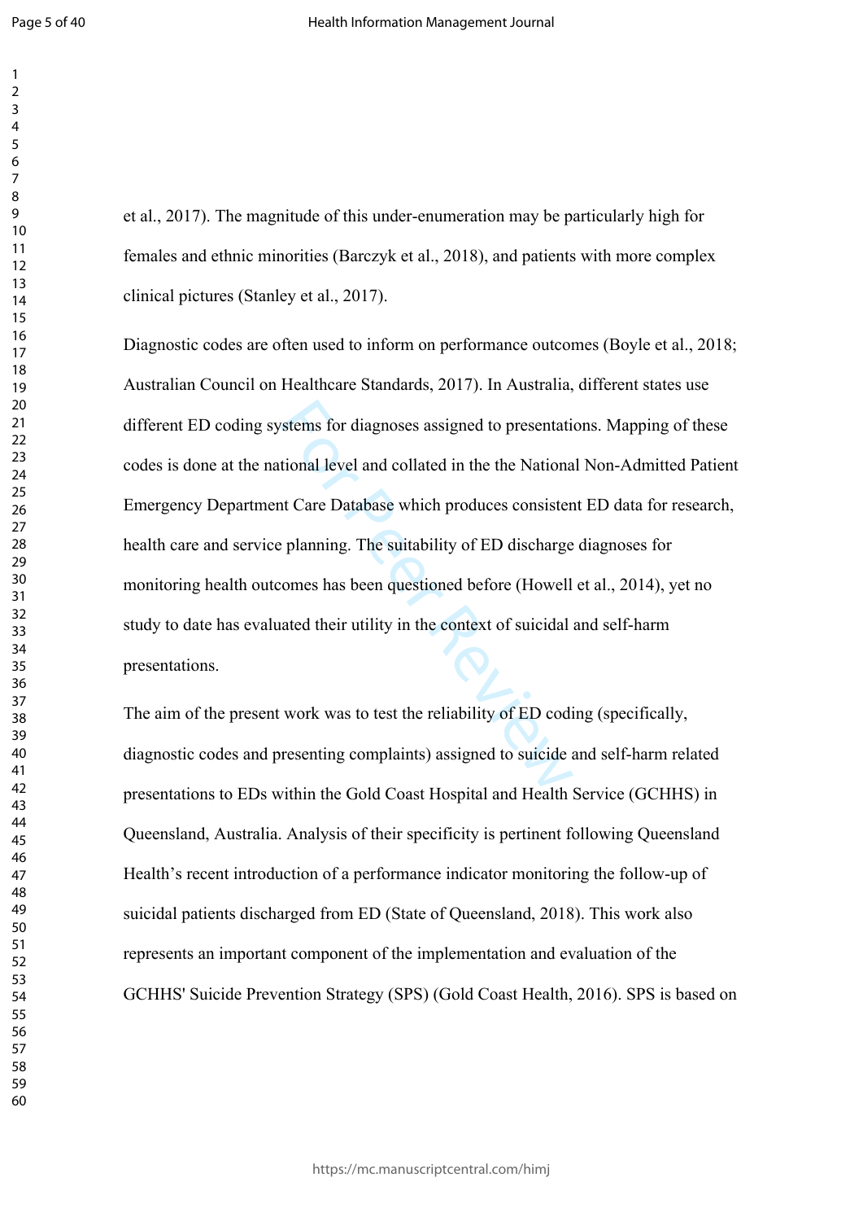et al., 2017). The magnitude of this under-enumeration may be particularly high for females and ethnic minorities (Barczyk et al., 2018), and patients with more complex clinical pictures (Stanley et al., 2017).

Diagnostic codes are often used to inform on performance outcomes (Boyle et al., 2018; Australian Council on Healthcare Standards, 2017). In Australia, different states use different ED coding systems for diagnoses assigned to presentations. Mapping of these codes is done at the national level and collated in the the National Non-Admitted Patient Emergency Department Care Database which produces consistent ED data for research, health care and service planning. The suitability of ED discharge diagnoses for monitoring health outcomes has been questioned before (Howell et al., 2014), yet no study to date has evaluated their utility in the context of suicidal and self-harm presentations.

The aim of the present work was to test the reliability of ED coding (specifically, diagnostic codes and presenting complaints) assigned to suicide and self-harm related presentations to EDs within the Gold Coast Hospital and Health Service (GCHHS) in Queensland, Australia. Analysis of their specificity is pertinent following Queensland Health's recent introduction of a performance indicator monitoring the follow-up of suicidal patients discharged from ED (State of Queensland, 2018). This work also represents an important component of the implementation and evaluation of the GCHHS' Suicide Prevention Strategy (SPS) (Gold Coast Health, 2016). SPS is based on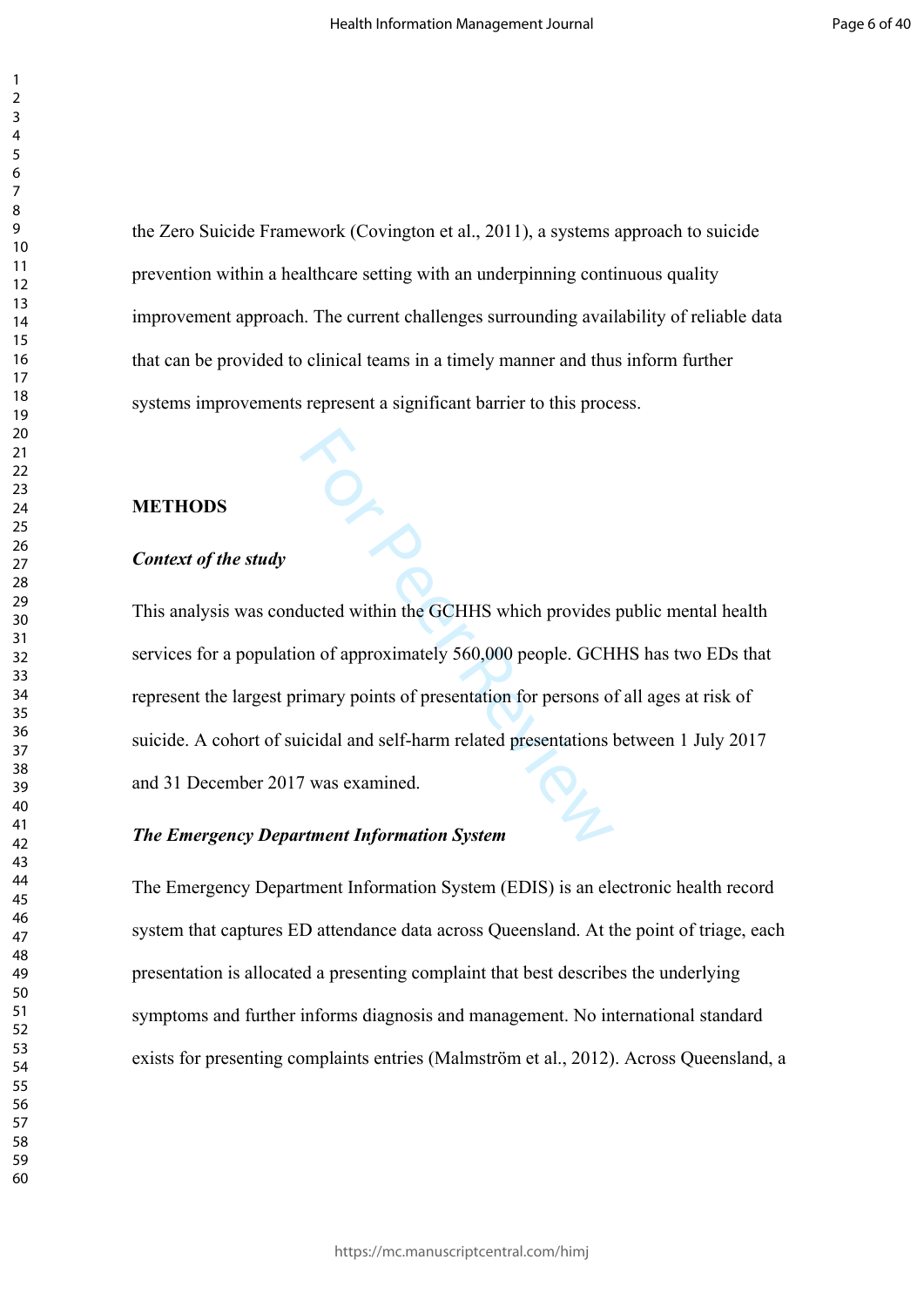the Zero Suicide Framework (Covington et al., 2011), a systems approach to suicide prevention within a healthcare setting with an underpinning continuous quality improvement approach. The current challenges surrounding availability of reliable data that can be provided to clinical teams in a timely manner and thus inform further systems improvements represent a significant barrier to this process.

## METHODS

### *Context of the study*

This analysis was conducted within the GCHHS which provides public mental health services for a population of approximately 560,000 people. GCHHS has two EDs that represent the largest primary points of presentation for persons of all ages at risk of suicide. A cohort of suicidal and self-harm related presentations between 1 July 2017 and 31 December 2017 was examined.

### *The Emergency Department Information System*

The Emergency Department Information System (EDIS) is an electronic health record system that captures ED attendance data across Queensland. At the point of triage, each presentation is allocated a presenting complaint that best describes the underlying symptoms and further informs diagnosis and management. No international standard exists for presenting complaints entries (Malmström et al., 2012). Across Queensland, a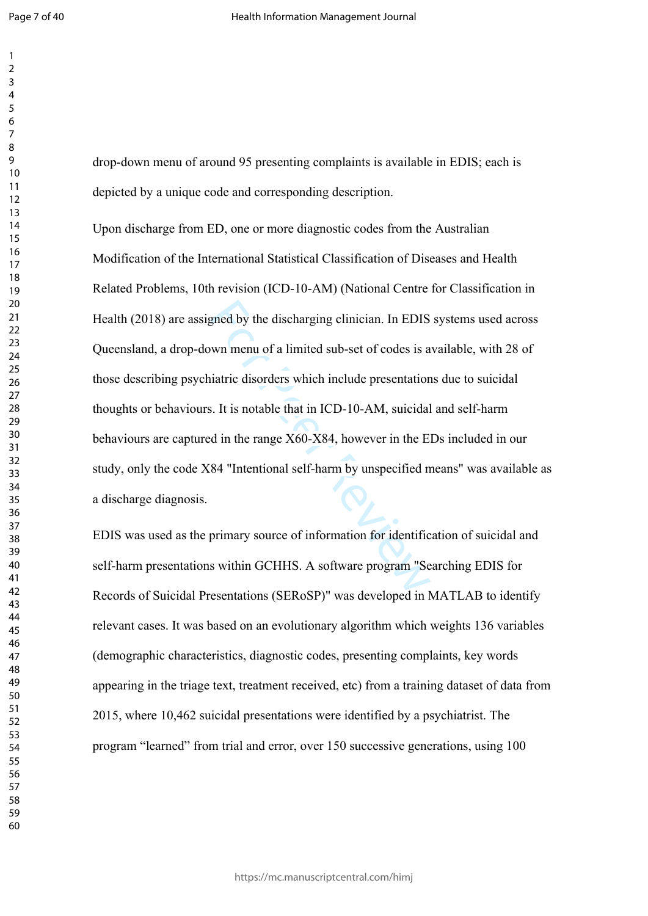drop-down menu of around 95 presenting complaints is available in EDIS; each is depicted by a unique code and corresponding description.

Upon discharge from ED, one or more diagnostic codes from the Australian Modification of the International Statistical Classification of Diseases and Health Related Problems, 10th revision (ICD-10-AM) (National Centre for Classification in Health (2018) are assigned by the discharging clinician. In EDIS systems used across Queensland, a drop-down menu of a limited sub-set of codes is available, with 28 of those describing psychiatric disorders which include presentations due to suicidal thoughts or behaviours. It is notable that in ICD-10-AM, suicidal and self-harm behaviours are captured in the range X60-X84, however in the EDs included in our study, only the code X84 "Intentional self-harm by unspecified means" was available as a discharge diagnosis.

EDIS was used as the primary source of information for identification of suicidal and self-harm presentations within GCHHS. A software program "Searching EDIS for Records of Suicidal Presentations (SERoSP)" was developed in MATLAB to identify relevant cases. It was based on an evolutionary algorithm which weights 136 variables (demographic characteristics, diagnostic codes, presenting complaints, key words appearing in the triage text, treatment received, etc) from a training dataset of data from 2015, where 10,462 suicidal presentations were identified by a psychiatrist. The program "learned" from trial and error, over 150 successive generations, using 100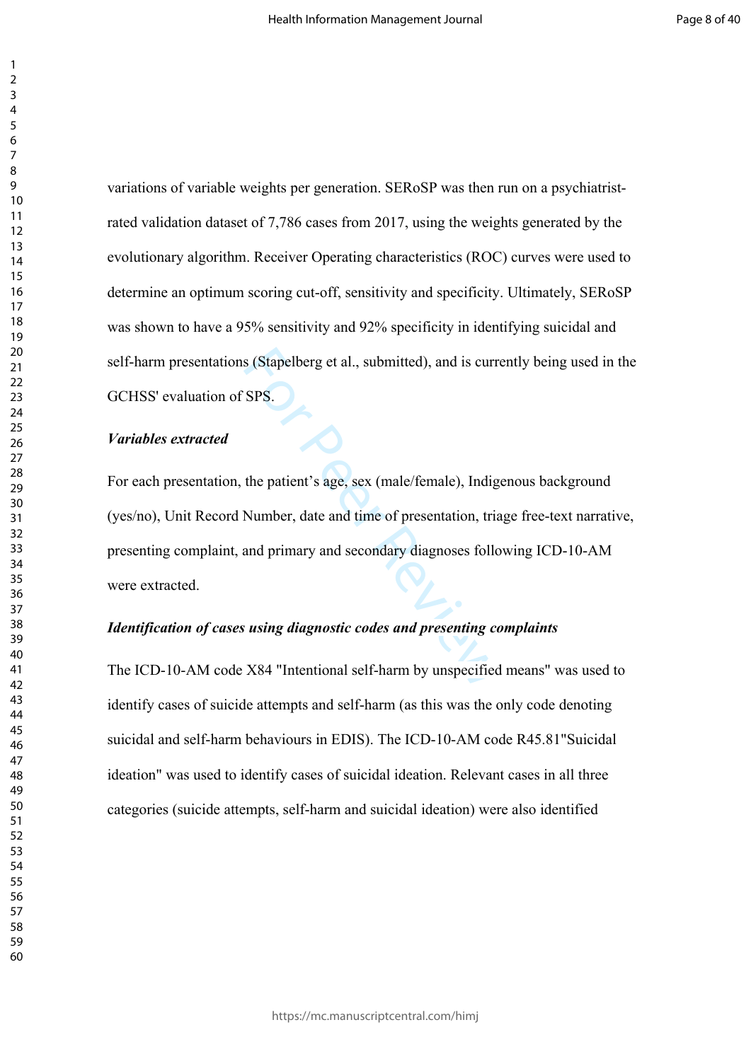variations of variable weights per generation. SERoSP was then run on a psychiatrist-rated validation dataset of 7,786 cases from 2017, using the weights generated by the evolutionary algorithm. Receiver Operating characteristics (ROC) curves were used to determine an optimum scoring cut-off, sensitivity and specificity. Ultimately, SERoSP was shown to have a 95% sensitivity and 92% specificity in identifying suicidal and self-harm presentations (Stapelberg et al., submitted), and is currently being used in the GCHSS' evaluation of SPS.

***Variables extracted***

For each presentation, the patient's age, sex (male/female), Indigenous background (yes/no), Unit Record Number, date and time of presentation, triage free-text narrative, presenting complaint, and primary and secondary diagnoses following ICD-10-AM were extracted.

***Identification of cases using diagnostic codes and presenting complaints***

The ICD-10-AM code X84 "Intentional self-harm by unspecified means" was used to identify cases of suicide attempts and self-harm (as this was the only code denoting suicidal and self-harm behaviours in EDIS). The ICD-10-AM code R45.81"Suicidal ideation" was used to identify cases of suicidal ideation. Relevant cases in all three categories (suicide attempts, self-harm and suicidal ideation) were also identified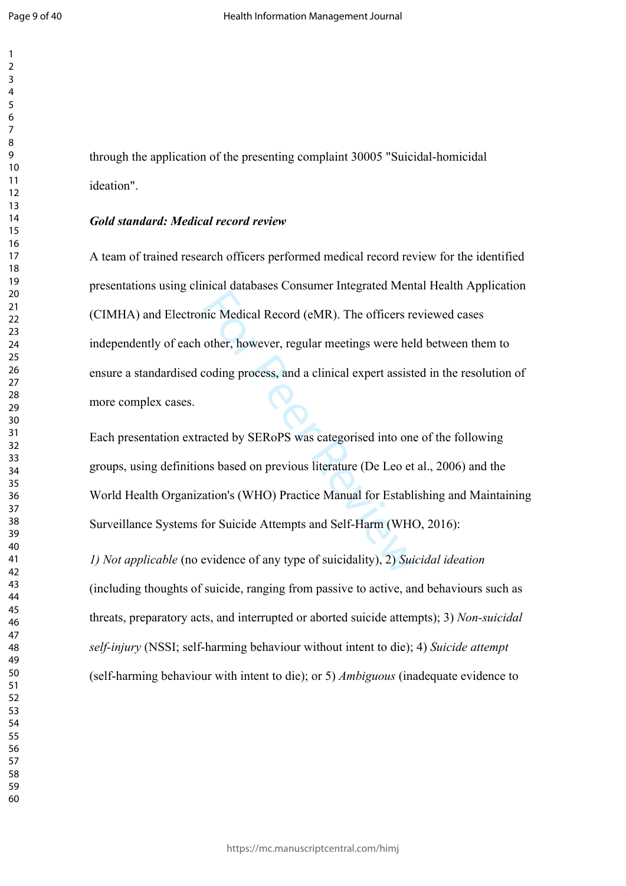through the application of the presenting complaint 30005 "Suicidal-homicidal ideation".

### *Gold standard: Medical record review*

A team of trained research officers performed medical record review for the identified presentations using clinical databases Consumer Integrated Mental Health Application (CIMHA) and Electronic Medical Record (eMR). The officers reviewed cases independently of each other, however, regular meetings were held between them to ensure a standardised coding process, and a clinical expert assisted in the resolution of more complex cases.

Each presentation extracted by SERoPS was categorised into one of the following groups, using definitions based on previous literature (De Leo et al., 2006) and the World Health Organization's (WHO) Practice Manual for Establishing and Maintaining Surveillance Systems for Suicide Attempts and Self-Harm (WHO, 2016):

*1) Not applicable* (no evidence of any type of suicidality), 2) *Suicidal ideation* (including thoughts of suicide, ranging from passive to active, and behaviours such as threats, preparatory acts, and interrupted or aborted suicide attempts); 3) *Non-suicidal self-injury* (NSSI; self-harming behaviour without intent to die); 4) *Suicide attempt* (self-harming behaviour with intent to die); or 5) *Ambiguous* (inadequate evidence to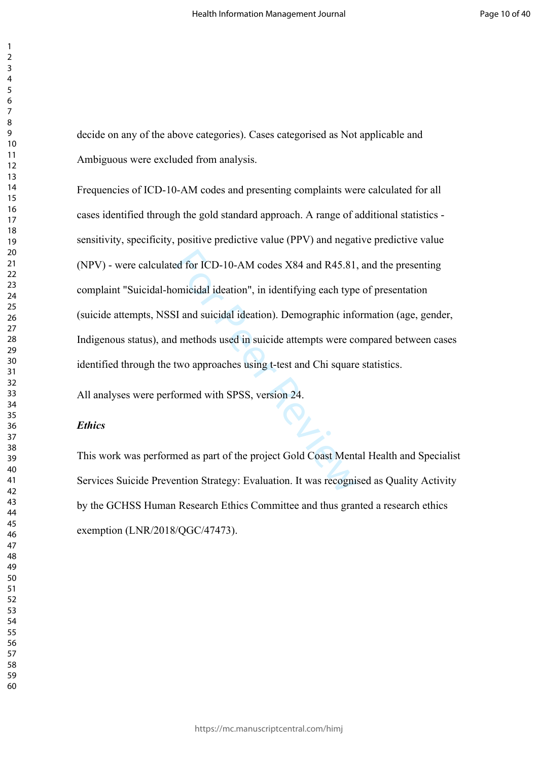decide on any of the above categories). Cases categorised as Not applicable and Ambiguous were excluded from analysis.

Frequencies of ICD-10-AM codes and presenting complaints were calculated for all cases identified through the gold standard approach. A range of additional statistics - sensitivity, specificity, positive predictive value (PPV) and negative predictive value (NPV) - were calculated for ICD-10-AM codes X84 and R45.81, and the presenting complaint "Suicidal-homicidal ideation", in identifying each type of presentation (suicide attempts, NSSI and suicidal ideation). Demographic information (age, gender, Indigenous status), and methods used in suicide attempts were compared between cases identified through the two approaches using t-test and Chi square statistics.

All analyses were performed with SPSS, version 24.

***Ethics***

This work was performed as part of the project Gold Coast Mental Health and Specialist Services Suicide Prevention Strategy: Evaluation. It was recognised as Quality Activity by the GCHSS Human Research Ethics Committee and thus granted a research ethics exemption (LNR/2018/QGC/47473).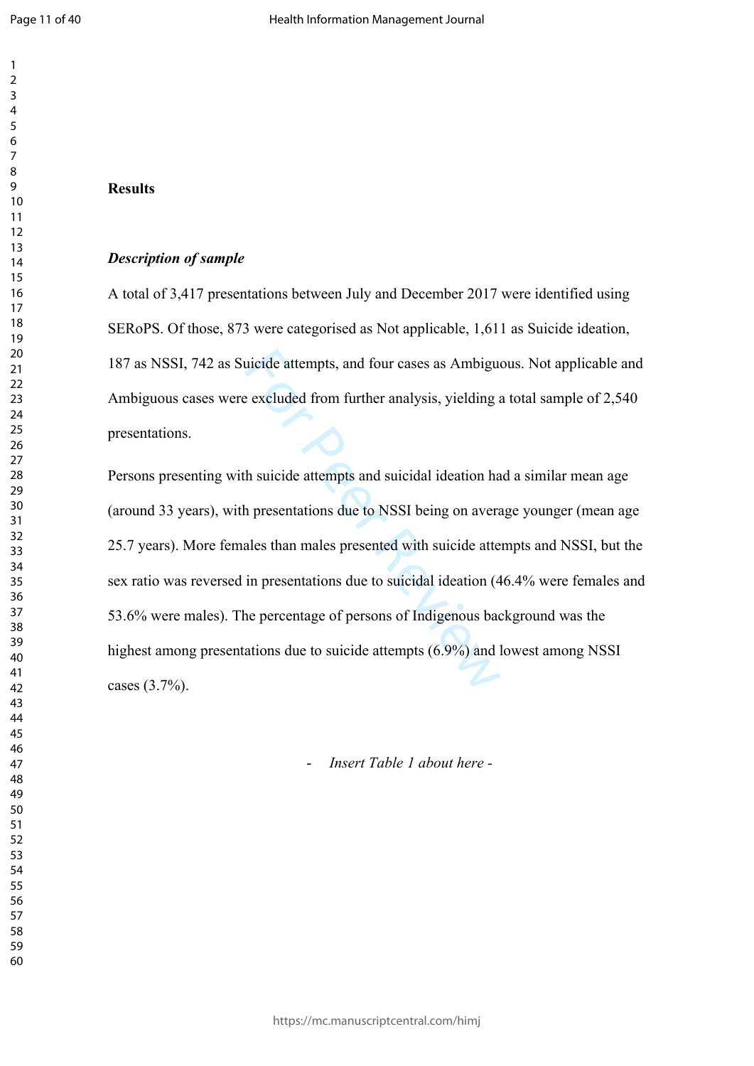# Results

### *Description of sample*

A total of 3,417 presentations between July and December 2017 were identified using SERoPS. Of those, 873 were categorised as Not applicable, 1,611 as Suicide ideation, 187 as NSSI, 742 as Suicide attempts, and four cases as Ambiguous. Not applicable and Ambiguous cases were excluded from further analysis, yielding a total sample of 2,540 presentations.

Persons presenting with suicide attempts and suicidal ideation had a similar mean age (around 33 years), with presentations due to NSSI being on average younger (mean age 25.7 years). More females than males presented with suicide attempts and NSSI, but the sex ratio was reversed in presentations due to suicidal ideation (46.4% were females and 53.6% were males). The percentage of persons of Indigenous background was the highest among presentations due to suicide attempts (6.9%) and lowest among NSSI cases (3.7%).

- *Insert Table 1 about here -*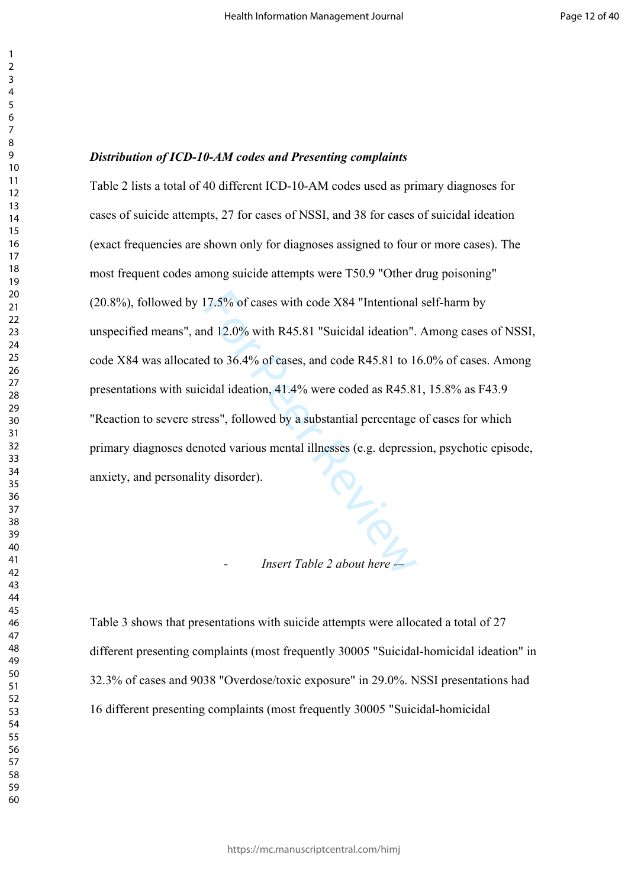***Distribution of ICD-10-AM codes and Presenting complaints***

Table 2 lists a total of 40 different ICD-10-AM codes used as primary diagnoses for cases of suicide attempts, 27 for cases of NSSI, and 38 for cases of suicidal ideation (exact frequencies are shown only for diagnoses assigned to four or more cases). The most frequent codes among suicide attempts were T50.9 "Other drug poisoning" (20.8%), followed by 17.5% of cases with code X84 "Intentional self-harm by unspecified means", and 12.0% with R45.81 "Suicidal ideation". Among cases of NSSI, code X84 was allocated to 36.4% of cases, and code R45.81 to 16.0% of cases. Among presentations with suicidal ideation, 41.4% were coded as R45.81, 15.8% as F43.9 "Reaction to severe stress", followed by a substantial percentage of cases for which primary diagnoses denoted various mental illnesses (e.g. depression, psychotic episode, anxiety, and personality disorder).

- *Insert Table 2 about here* --

Table 3 shows that presentations with suicide attempts were allocated a total of 27 different presenting complaints (most frequently 30005 "Suicidal-homicidal ideation" in 32.3% of cases and 9038 "Overdose/toxic exposure" in 29.0%. NSSI presentations had 16 different presenting complaints (most frequently 30005 "Suicidal-homicidal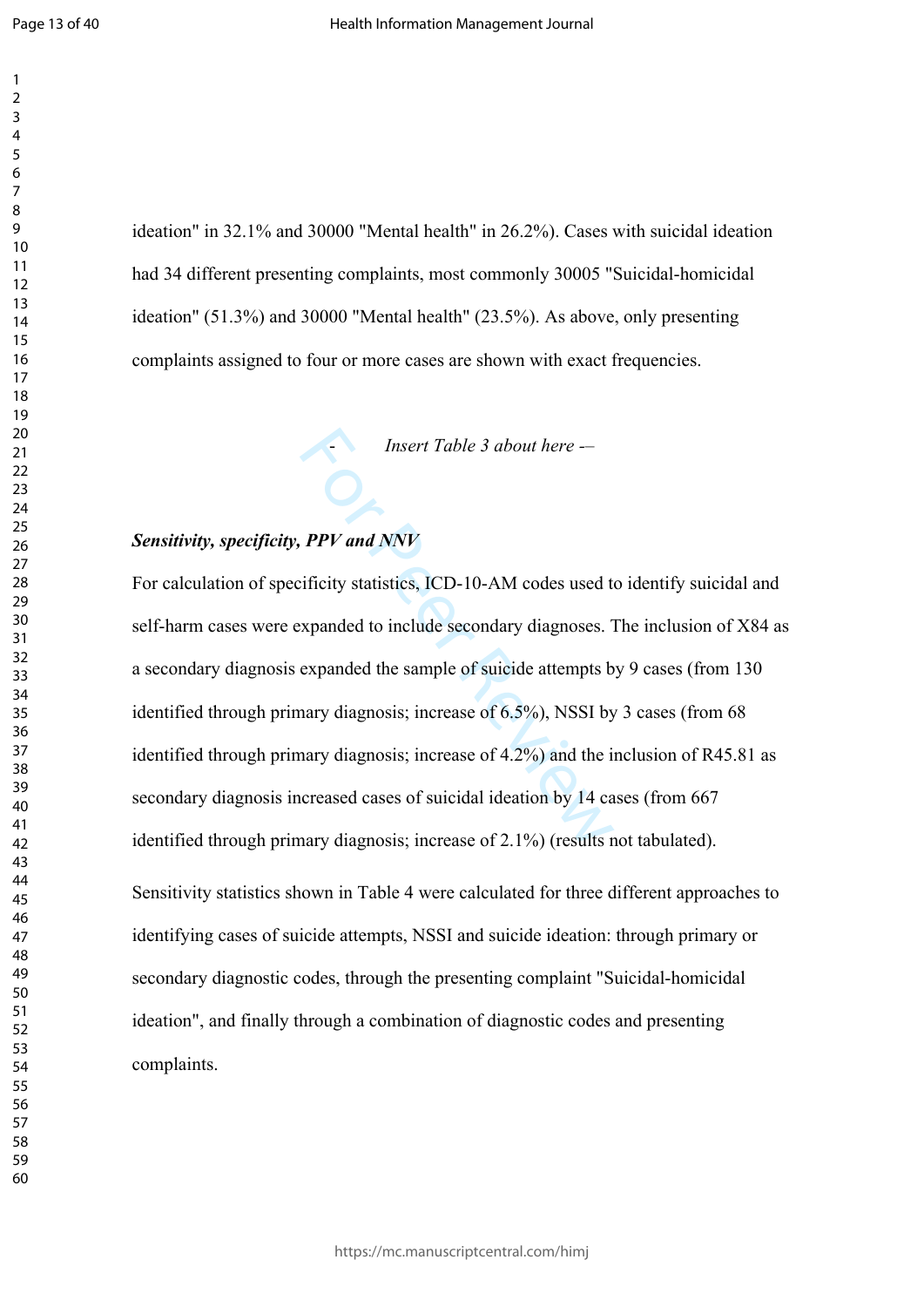ideation" in 32.1% and 30000 "Mental health" in 26.2%). Cases with suicidal ideation had 34 different presenting complaints, most commonly 30005 "Suicidal-homicidal ideation" (51.3%) and 30000 "Mental health" (23.5%). As above, only presenting complaints assigned to four or more cases are shown with exact frequencies.

- Insert Table 3 about here -–

***Sensitivity, specificity, PPV and NNV***

For calculation of specificity statistics, ICD-10-AM codes used to identify suicidal and self-harm cases were expanded to include secondary diagnoses. The inclusion of X84 as a secondary diagnosis expanded the sample of suicide attempts by 9 cases (from 130 identified through primary diagnosis; increase of 6.5%), NSSI by 3 cases (from 68 identified through primary diagnosis; increase of 4.2%) and the inclusion of R45.81 as secondary diagnosis increased cases of suicidal ideation by 14 cases (from 667 identified through primary diagnosis; increase of 2.1%) (results not tabulated).

Sensitivity statistics shown in Table 4 were calculated for three different approaches to identifying cases of suicide attempts, NSSI and suicide ideation: through primary or secondary diagnostic codes, through the presenting complaint "Suicidal-homicidal ideation", and finally through a combination of diagnostic codes and presenting complaints.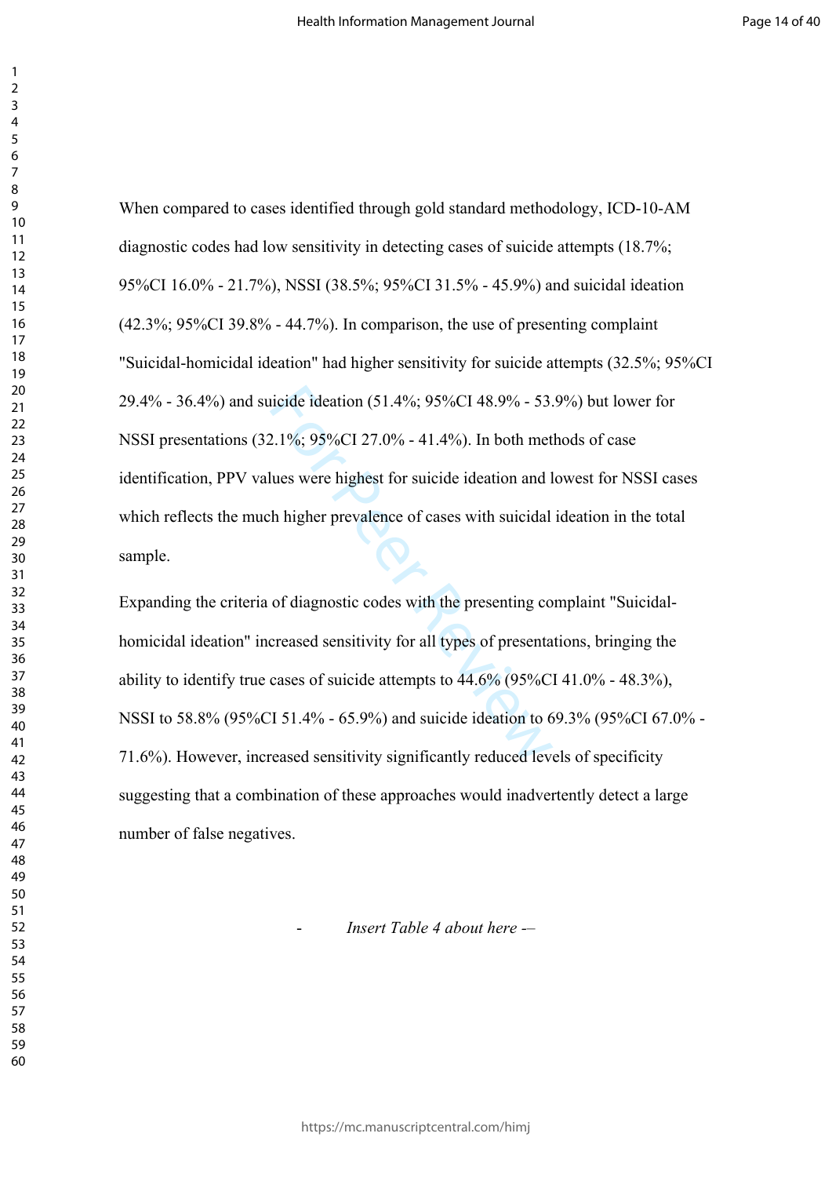When compared to cases identified through gold standard methodology, ICD-10-AM diagnostic codes had low sensitivity in detecting cases of suicide attempts (18.7%; 95%CI 16.0% - 21.7%), NSSI (38.5%; 95%CI 31.5% - 45.9%) and suicidal ideation (42.3%; 95%CI 39.8% - 44.7%). In comparison, the use of presenting complaint "Suicidal-homicidal ideation" had higher sensitivity for suicide attempts (32.5%; 95%CI 29.4% - 36.4%) and suicide ideation (51.4%; 95%CI 48.9% - 53.9%) but lower for NSSI presentations (32.1%; 95%CI 27.0% - 41.4%). In both methods of case identification, PPV values were highest for suicide ideation and lowest for NSSI cases which reflects the much higher prevalence of cases with suicidal ideation in the total sample.

Expanding the criteria of diagnostic codes with the presenting complaint "Suicidal-homicidal ideation" increased sensitivity for all types of presentations, bringing the ability to identify true cases of suicide attempts to 44.6% (95%CI 41.0% - 48.3%), NSSI to 58.8% (95%CI 51.4% - 65.9%) and suicide ideation to 69.3% (95%CI 67.0% - 71.6%). However, increased sensitivity significantly reduced levels of specificity suggesting that a combination of these approaches would inadvertently detect a large number of false negatives.

- *Insert Table 4 about here* -–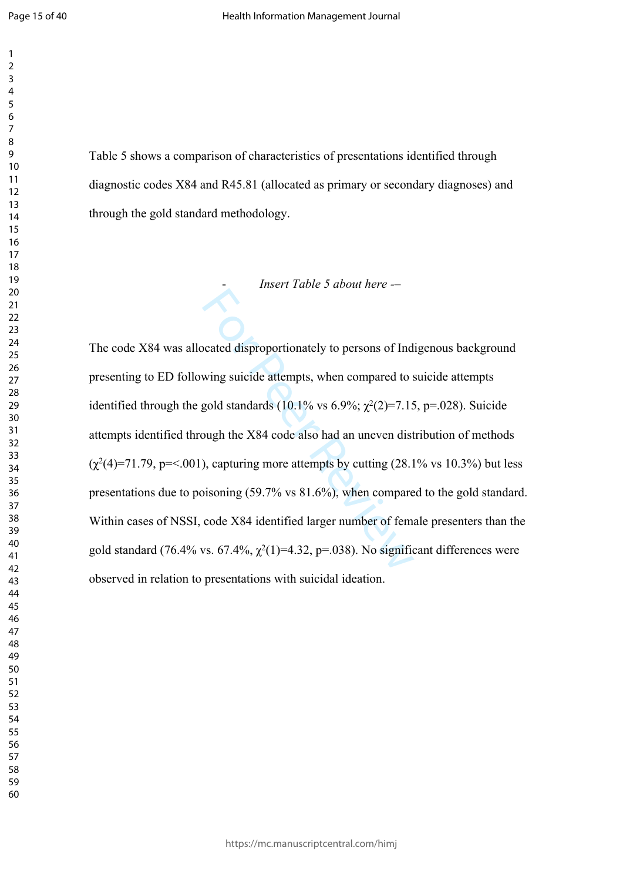Table 5 shows a comparison of characteristics of presentations identified through diagnostic codes X84 and R45.81 (allocated as primary or secondary diagnoses) and through the gold standard methodology.

- *Insert Table 5 about here* -–

The code X84 was allocated disproportionately to persons of Indigenous background presenting to ED following suicide attempts, when compared to suicide attempts identified through the gold standards (10.1% vs 6.9%; $\chi^2(2)=7.15$, $p=.028$). Suicide attempts identified through the X84 code also had an uneven distribution of methods ($\chi^2(4)=71.79$, $p=<.001$), capturing more attempts by cutting (28.1% vs 10.3%) but less presentations due to poisoning (59.7% vs 81.6%), when compared to the gold standard. Within cases of NSSI, code X84 identified larger number of female presenters than the gold standard (76.4% vs. 67.4%, $\chi^2(1)=4.32$, $p=.038$). No significant differences were observed in relation to presentations with suicidal ideation.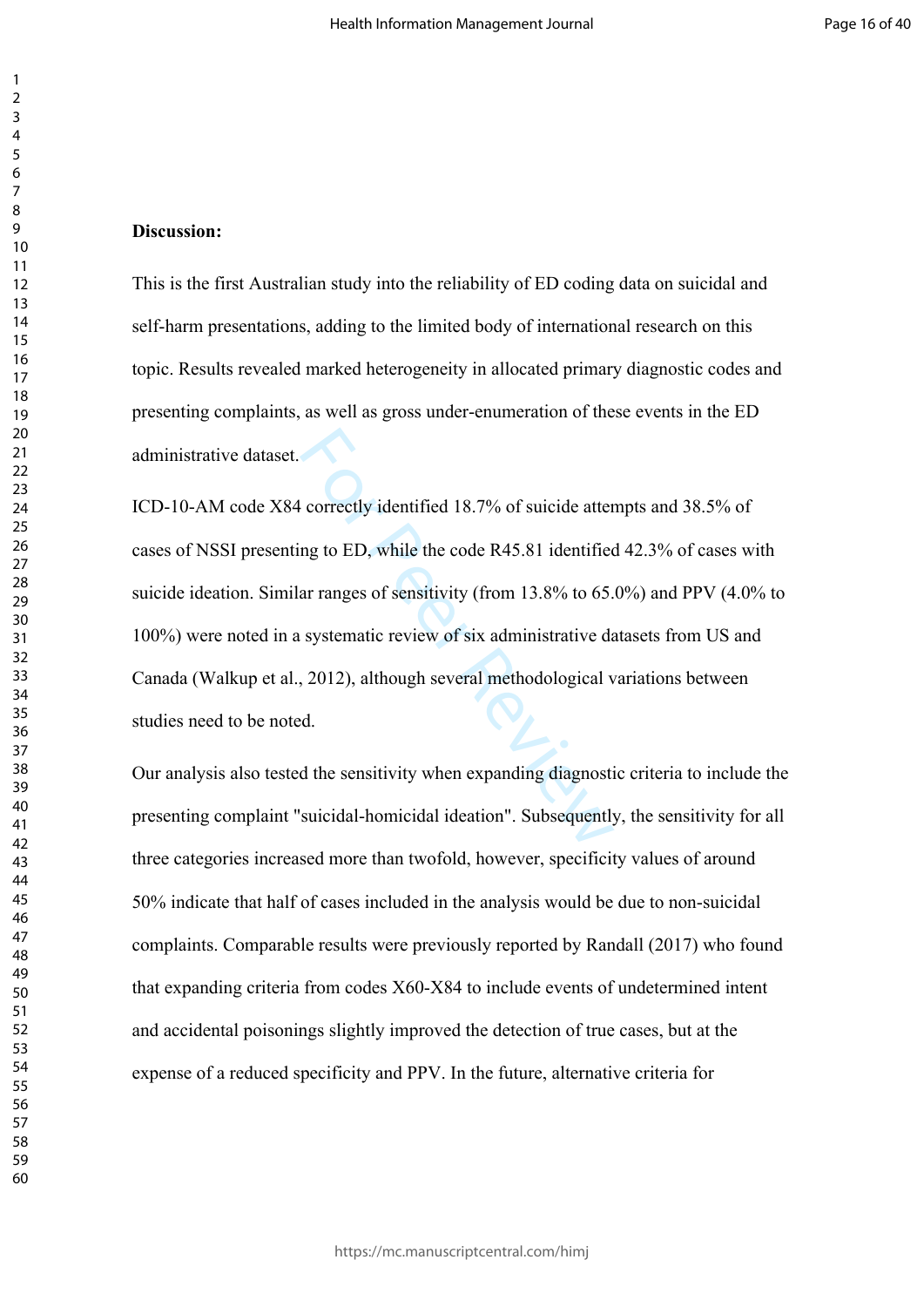**Discussion:**

This is the first Australian study into the reliability of ED coding data on suicidal and self-harm presentations, adding to the limited body of international research on this topic. Results revealed marked heterogeneity in allocated primary diagnostic codes and presenting complaints, as well as gross under-enumeration of these events in the ED administrative dataset.

ICD-10-AM code X84 correctly identified 18.7% of suicide attempts and 38.5% of cases of NSSI presenting to ED, while the code R45.81 identified 42.3% of cases with suicide ideation. Similar ranges of sensitivity (from 13.8% to 65.0%) and PPV (4.0% to 100%) were noted in a systematic review of six administrative datasets from US and Canada (Walkup et al., 2012), although several methodological variations between studies need to be noted.

Our analysis also tested the sensitivity when expanding diagnostic criteria to include the presenting complaint "suicidal-homicidal ideation". Subsequently, the sensitivity for all three categories increased more than twofold, however, specificity values of around 50% indicate that half of cases included in the analysis would be due to non-suicidal complaints. Comparable results were previously reported by Randall (2017) who found that expanding criteria from codes X60-X84 to include events of undetermined intent and accidental poisonings slightly improved the detection of true cases, but at the expense of a reduced specificity and PPV. In the future, alternative criteria for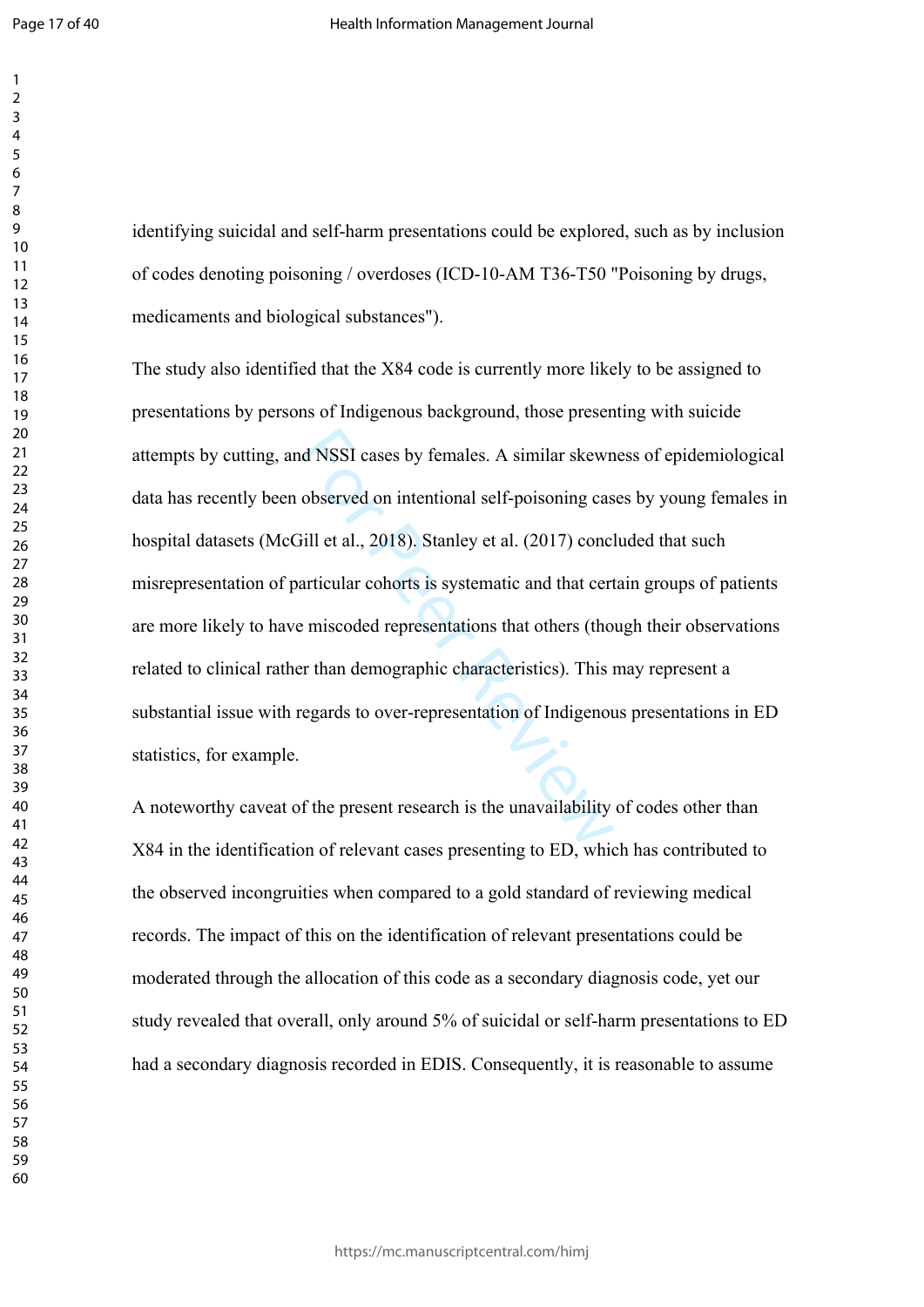identifying suicidal and self-harm presentations could be explored, such as by inclusion of codes denoting poisoning / overdoses (ICD-10-AM T36-T50 "Poisoning by drugs, medicaments and biological substances").

The study also identified that the X84 code is currently more likely to be assigned to presentations by persons of Indigenous background, those presenting with suicide attempts by cutting, and NSSI cases by females. A similar skewness of epidemiological data has recently been observed on intentional self-poisoning cases by young females in hospital datasets (McGill et al., 2018). Stanley et al. (2017) concluded that such misrepresentation of particular cohorts is systematic and that certain groups of patients are more likely to have miscoded representations that others (though their observations related to clinical rather than demographic characteristics). This may represent a substantial issue with regards to over-representation of Indigenous presentations in ED statistics, for example.

A noteworthy caveat of the present research is the unavailability of codes other than X84 in the identification of relevant cases presenting to ED, which has contributed to the observed incongruities when compared to a gold standard of reviewing medical records. The impact of this on the identification of relevant presentations could be moderated through the allocation of this code as a secondary diagnosis code, yet our study revealed that overall, only around 5% of suicidal or self-harm presentations to ED had a secondary diagnosis recorded in EDIS. Consequently, it is reasonable to assume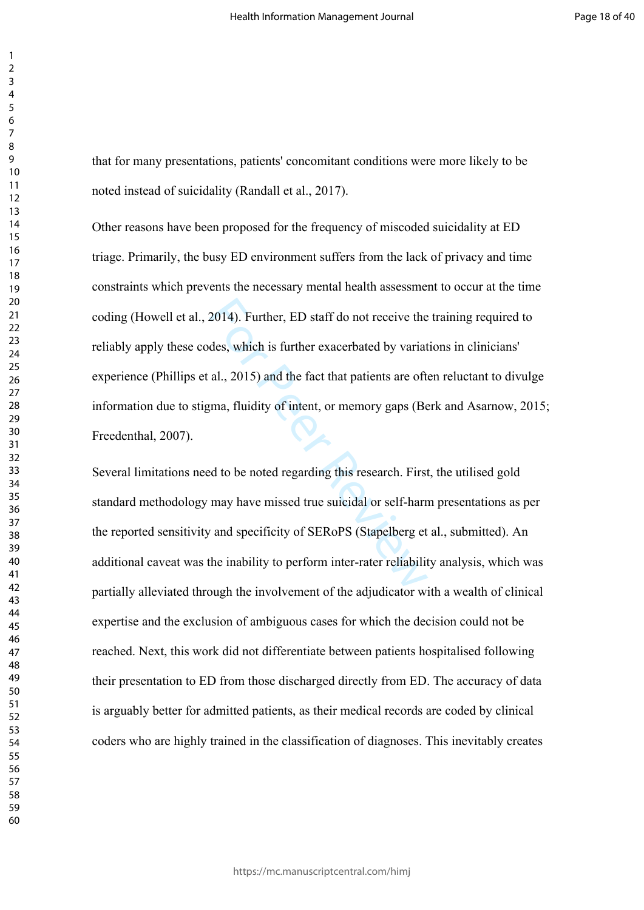that for many presentations, patients' concomitant conditions were more likely to be noted instead of suicidality (Randall et al., 2017).

Other reasons have been proposed for the frequency of miscoded suicidality at ED triage. Primarily, the busy ED environment suffers from the lack of privacy and time constraints which prevents the necessary mental health assessment to occur at the time coding (Howell et al., 2014). Further, ED staff do not receive the training required to reliably apply these codes, which is further exacerbated by variations in clinicians' experience (Phillips et al., 2015) and the fact that patients are often reluctant to divulge information due to stigma, fluidity of intent, or memory gaps (Berk and Asarnow, 2015; Freedenthal, 2007).

Several limitations need to be noted regarding this research. First, the utilised gold standard methodology may have missed true suicidal or self-harm presentations as per the reported sensitivity and specificity of SERoPS (Stapelberg et al., submitted). An additional caveat was the inability to perform inter-rater reliability analysis, which was partially alleviated through the involvement of the adjudicator with a wealth of clinical expertise and the exclusion of ambiguous cases for which the decision could not be reached. Next, this work did not differentiate between patients hospitalised following their presentation to ED from those discharged directly from ED. The accuracy of data is arguably better for admitted patients, as their medical records are coded by clinical coders who are highly trained in the classification of diagnoses. This inevitably creates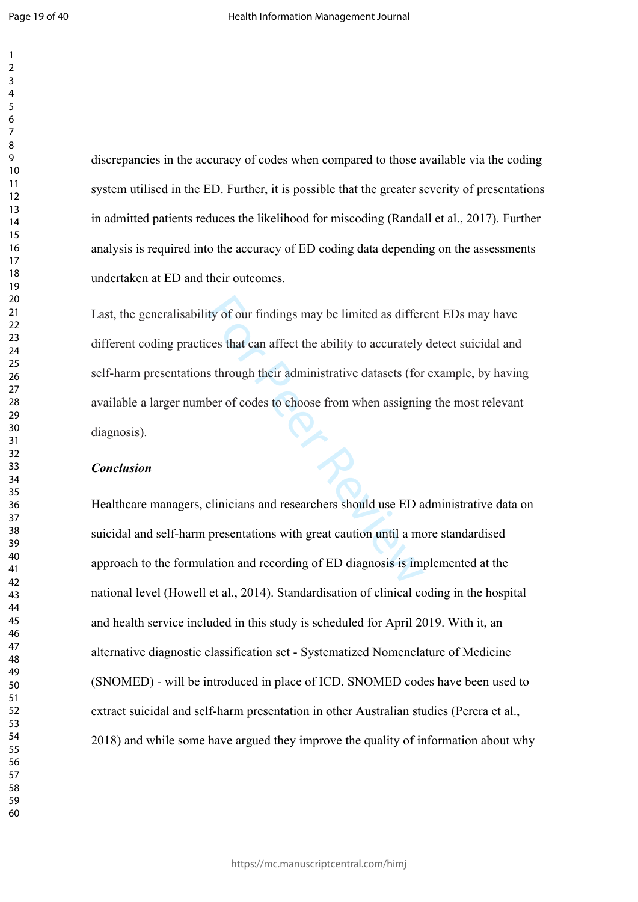discrepancies in the accuracy of codes when compared to those available via the coding system utilised in the ED. Further, it is possible that the greater severity of presentations in admitted patients reduces the likelihood for miscoding (Randall et al., 2017). Further analysis is required into the accuracy of ED coding data depending on the assessments undertaken at ED and their outcomes.

Last, the generalisability of our findings may be limited as different EDs may have different coding practices that can affect the ability to accurately detect suicidal and self-harm presentations through their administrative datasets (for example, by having available a larger number of codes to choose from when assigning the most relevant diagnosis).

***Conclusion***

Healthcare managers, clinicians and researchers should use ED administrative data on suicidal and self-harm presentations with great caution until a more standardised approach to the formulation and recording of ED diagnosis is implemented at the national level (Howell et al., 2014). Standardisation of clinical coding in the hospital and health service included in this study is scheduled for April 2019. With it, an alternative diagnostic classification set - Systematized Nomenclature of Medicine (SNOMED) - will be introduced in place of ICD. SNOMED codes have been used to extract suicidal and self-harm presentation in other Australian studies (Perera et al., 2018) and while some have argued they improve the quality of information about why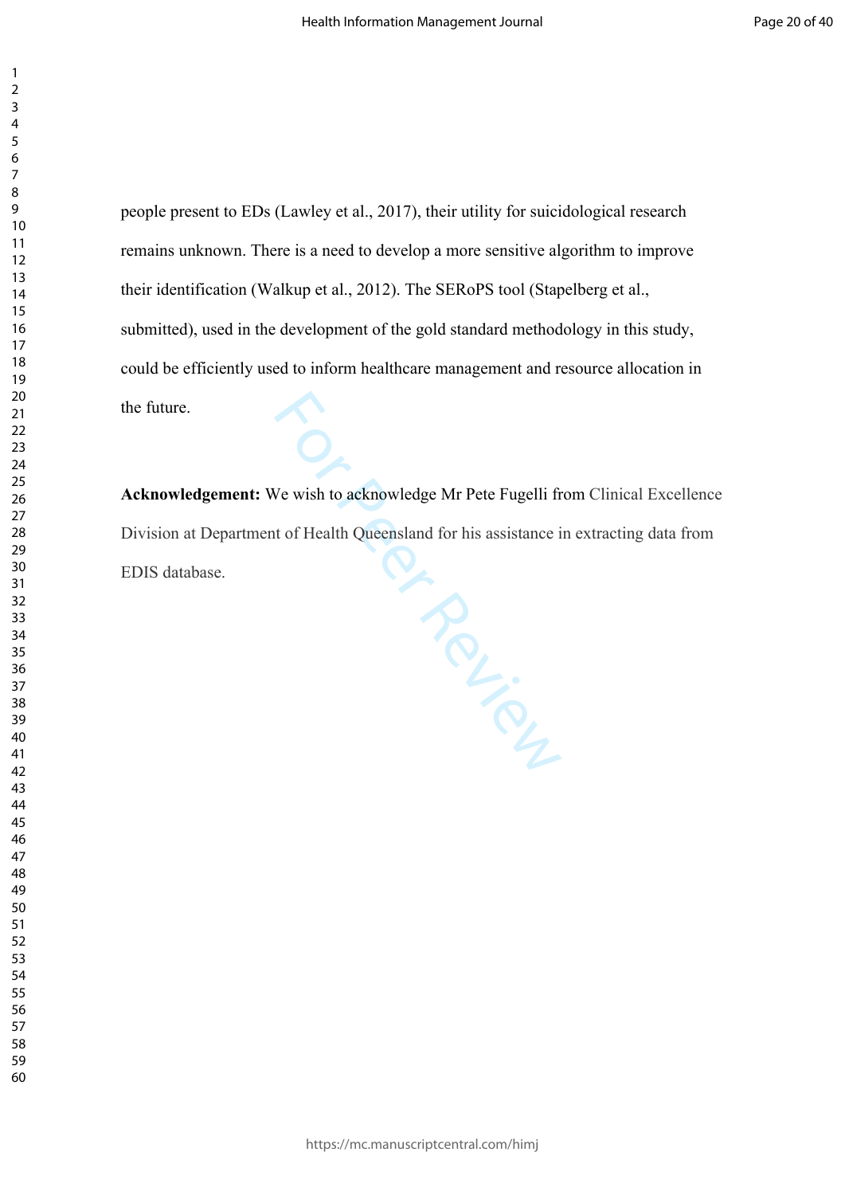people present to EDs (Lawley et al., 2017), their utility for suicidological research remains unknown. There is a need to develop a more sensitive algorithm to improve their identification (Walkup et al., 2012). The SERoPS tool (Stapelberg et al., submitted), used in the development of the gold standard methodology in this study, could be efficiently used to inform healthcare management and resource allocation in the future.

**Acknowledgement:** We wish to acknowledge Mr Pete Fugelli from Clinical Excellence Division at Department of Health Queensland for his assistance in extracting data from EDIS database.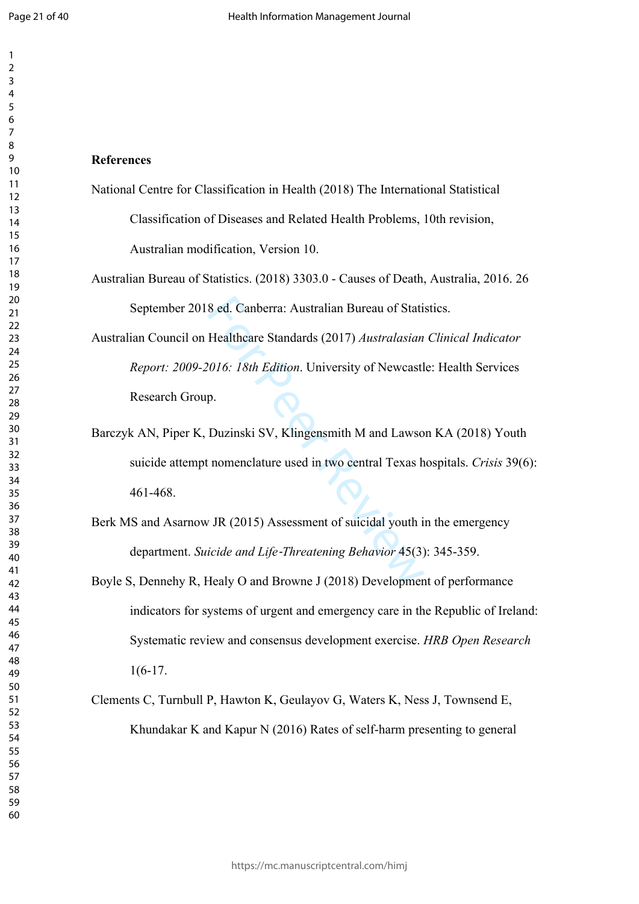## References

National Centre for Classification in Health (2018) The International Statistical Classification of Diseases and Related Health Problems, 10th revision, Australian modification, Version 10.

Australian Bureau of Statistics. (2018) 3303.0 - Causes of Death, Australia, 2016. 26 September 2018 ed. Canberra: Australian Bureau of Statistics.

Australian Council on Healthcare Standards (2017) *Australasian Clinical Indicator Report: 2009-2016: 18th Edition*. University of Newcastle: Health Services Research Group.

Barczyk AN, Piper K, Duzinski SV, Klingensmith M and Lawson KA (2018) Youth suicide attempt nomenclature used in two central Texas hospitals. *Crisis* 39(6): 461-468.

Berk MS and Asarnow JR (2015) Assessment of suicidal youth in the emergency department. *Suicide and Life-Threatening Behavior* 45(3): 345-359.

Boyle S, Dennehy R, Healy O and Browne J (2018) Development of performance indicators for systems of urgent and emergency care in the Republic of Ireland: Systematic review and consensus development exercise. *HRB Open Research* 1(6-17.

Clements C, Turnbull P, Hawton K, Geulayov G, Waters K, Ness J, Townsend E, Khundakar K and Kapur N (2016) Rates of self-harm presenting to general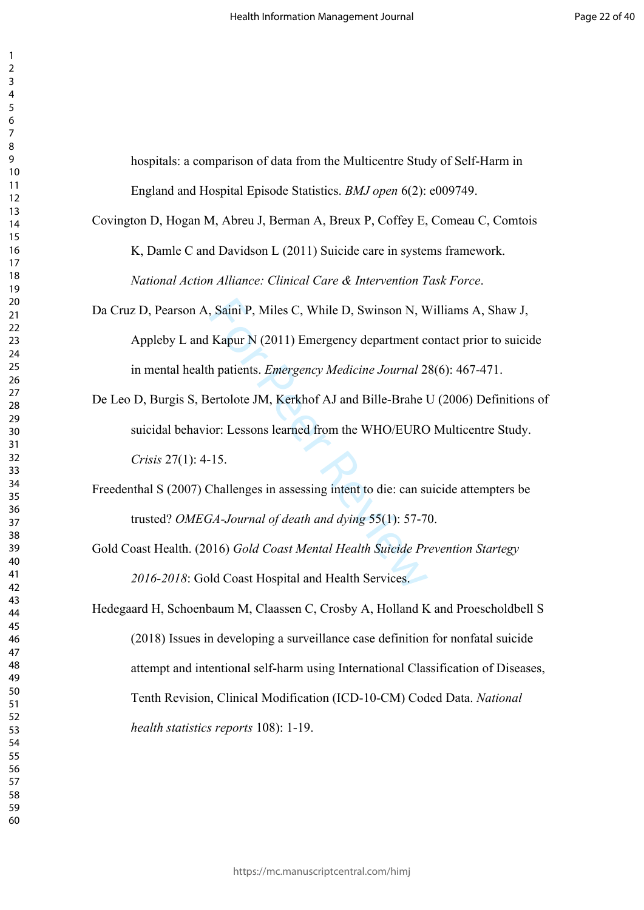hospitals: a comparison of data from the Multicentre Study of Self-Harm in England and Hospital Episode Statistics. *BMJ open* 6(2): e009749.

Covington D, Hogan M, Abreu J, Berman A, Breux P, Coffey E, Comeau C, Comtois K, Damle C and Davidson L (2011) Suicide care in systems framework. *National Action Alliance: Clinical Care & Intervention Task Force*.

Da Cruz D, Pearson A, Saini P, Miles C, While D, Swinson N, Williams A, Shaw J, Appleby L and Kapur N (2011) Emergency department contact prior to suicide in mental health patients. *Emergency Medicine Journal* 28(6): 467-471.

De Leo D, Burgis S, Bertolote JM, Kerkhof AJ and Bille-Brahe U (2006) Definitions of suicidal behavior: Lessons learned from the WHO/EURO Multicentre Study. *Crisis* 27(1): 4-15.

Freedenthal S (2007) Challenges in assessing intent to die: can suicide attempters be trusted? *OMEGA-Journal of death and dying* 55(1): 57-70.

Gold Coast Health. (2016) *Gold Coast Mental Health Suicide Prevention Startegy 2016-2018*: Gold Coast Hospital and Health Services.

Hedegaard H, Schoenbaum M, Claassen C, Crosby A, Holland K and Proescholdbell S (2018) Issues in developing a surveillance case definition for nonfatal suicide attempt and intentional self-harm using International Classification of Diseases, Tenth Revision, Clinical Modification (ICD-10-CM) Coded Data. *National health statistics reports* 108): 1-19.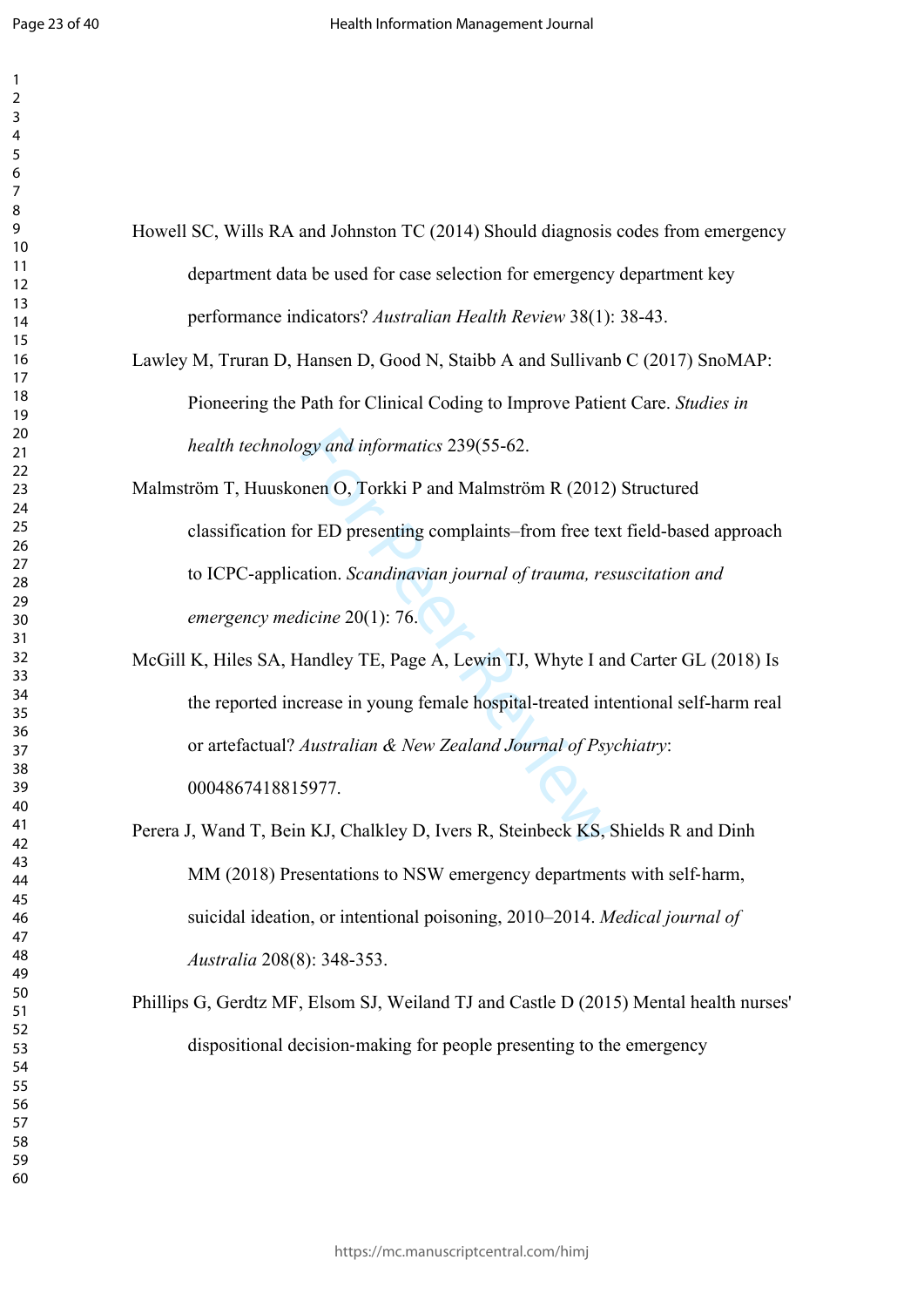Howell SC, Wills RA and Johnston TC (2014) Should diagnosis codes from emergency department data be used for case selection for emergency department key performance indicators? *Australian Health Review* 38(1): 38-43.

Lawley M, Truran D, Hansen D, Good N, Staibb A and Sullivanb C (2017) SnoMAP: Pioneering the Path for Clinical Coding to Improve Patient Care. *Studies in health technology and informatics* 239(55-62.

Malmström T, Huuskonen O, Torkki P and Malmström R (2012) Structured classification for ED presenting complaints–from free text field-based approach to ICPC-application. *Scandinavian journal of trauma, resuscitation and emergency medicine* 20(1): 76.

McGill K, Hiles SA, Handley TE, Page A, Lewin TJ, Whyte I and Carter GL (2018) Is the reported increase in young female hospital-treated intentional self-harm real or artefactual? *Australian & New Zealand Journal of Psychiatry*: 0004867418815977.

Perera J, Wand T, Bein KJ, Chalkley D, Ivers R, Steinbeck KS, Shields R and Dinh MM (2018) Presentations to NSW emergency departments with self-harm, suicidal ideation, or intentional poisoning, 2010–2014. *Medical journal of Australia* 208(8): 348-353.

Phillips G, Gerdtz MF, Elsom SJ, Weiland TJ and Castle D (2015) Mental health nurses' dispositional decision-making for people presenting to the emergency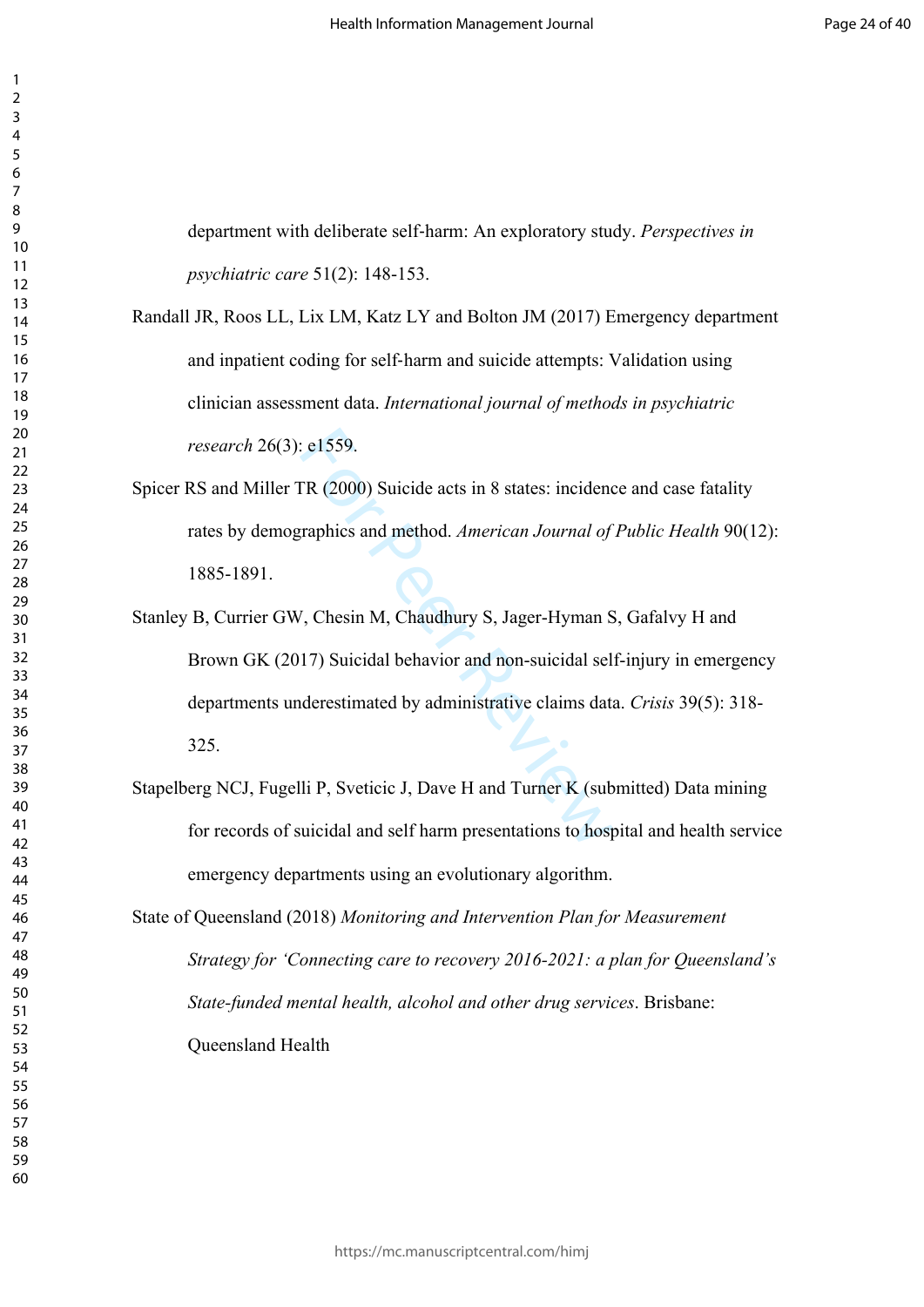department with deliberate self-harm: An exploratory study. *Perspectives in psychiatric care* 51(2): 148-153.

Randall JR, Roos LL, Lix LM, Katz LY and Bolton JM (2017) Emergency department and inpatient coding for self-harm and suicide attempts: Validation using clinician assessment data. *International journal of methods in psychiatric research* 26(3): e1559.

Spicer RS and Miller TR (2000) Suicide acts in 8 states: incidence and case fatality rates by demographics and method. *American Journal of Public Health* 90(12): 1885-1891.

Stanley B, Currier GW, Chesin M, Chaudhury S, Jager-Hyman S, Gafalvy H and Brown GK (2017) Suicidal behavior and non-suicidal self-injury in emergency departments underestimated by administrative claims data. *Crisis* 39(5): 318-325.

Stapelberg NCJ, Fugelli P, Sveticic J, Dave H and Turner K (submitted) Data mining for records of suicidal and self harm presentations to hospital and health service emergency departments using an evolutionary algorithm.

State of Queensland (2018) *Monitoring and Intervention Plan for Measurement Strategy for 'Connecting care to recovery 2016-2021: a plan for Queensland's State-funded mental health, alcohol and other drug services*. Brisbane: Queensland Health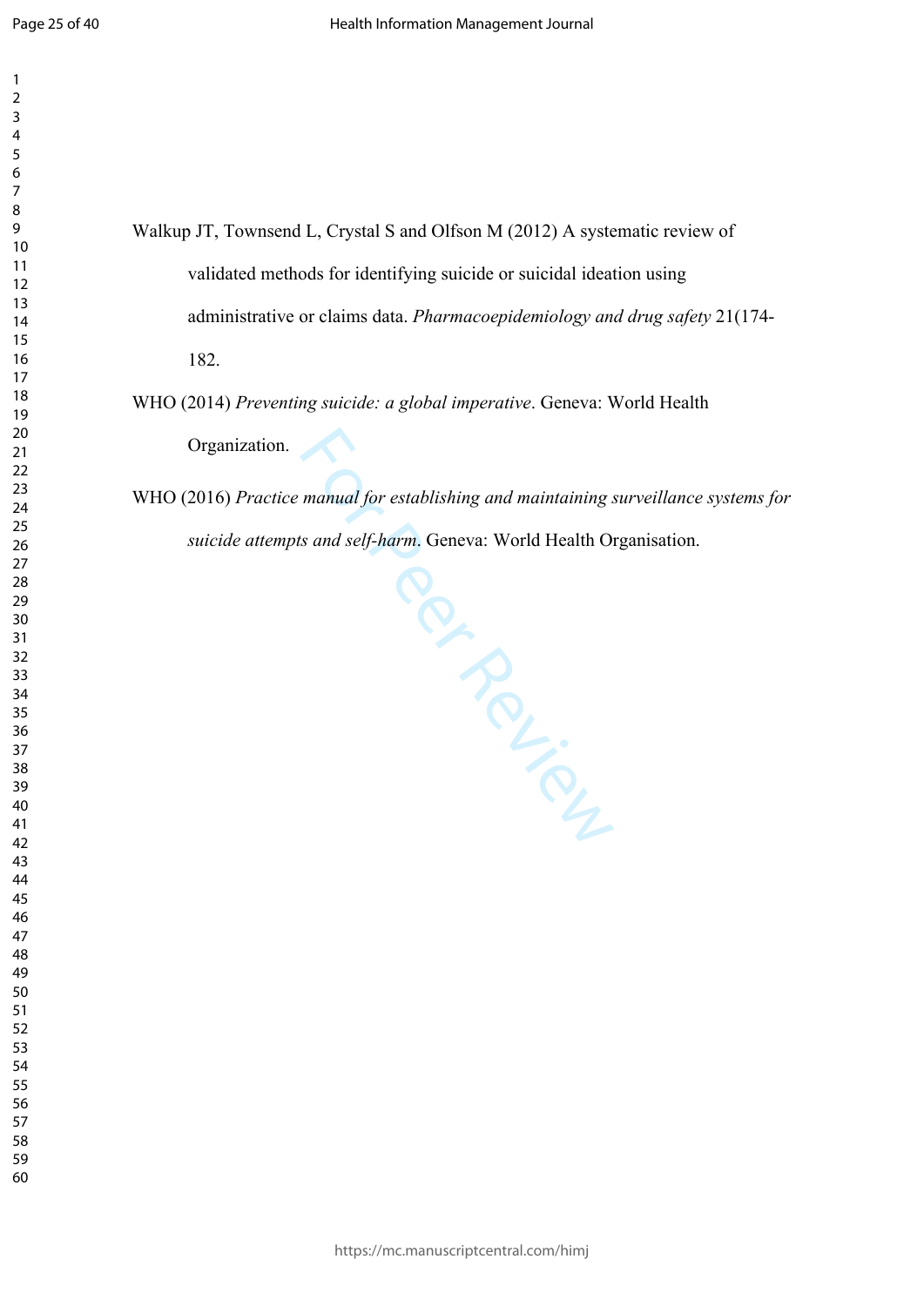Walkup JT, Townsend L, Crystal S and Olfson M (2012) A systematic review of validated methods for identifying suicide or suicidal ideation using administrative or claims data. *Pharmacoepidemiology and drug safety* 21(174-182.

WHO (2014) *Preventing suicide: a global imperative*. Geneva: World Health Organization.

WHO (2016) *Practice manual for establishing and maintaining surveillance systems for suicide attempts and self-harm*. Geneva: World Health Organisation.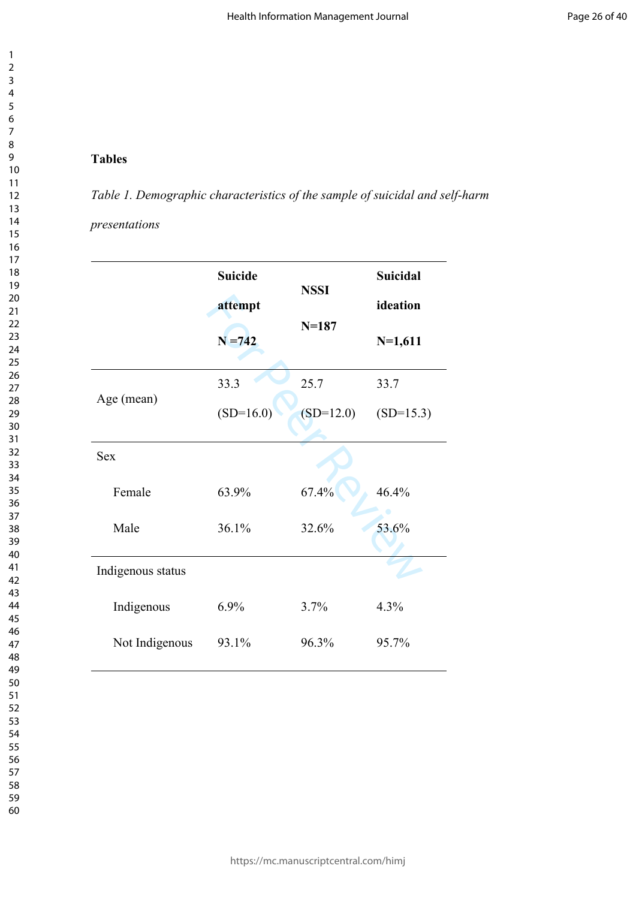**Tables**

*Table 1. Demographic characteristics of the sample of suicidal and self-harm presentations*

| | **Suicide attempt N =742** | **NSSI N=187** | **Suicidal ideation N=1,611** |
|---|---|---|---|
| Age (mean) | 33.3 (SD=16.0) | 25.7 (SD=12.0) | 33.7 (SD=15.3) |
| Sex | | | |
| Female | 63.9% | 67.4% | 46.4% |
| Male | 36.1% | 32.6% | 53.6% |
| Indigenous status | | | |
| Indigenous | 6.9% | 3.7% | 4.3% |
| Not Indigenous | 93.1% | 96.3% | 95.7% |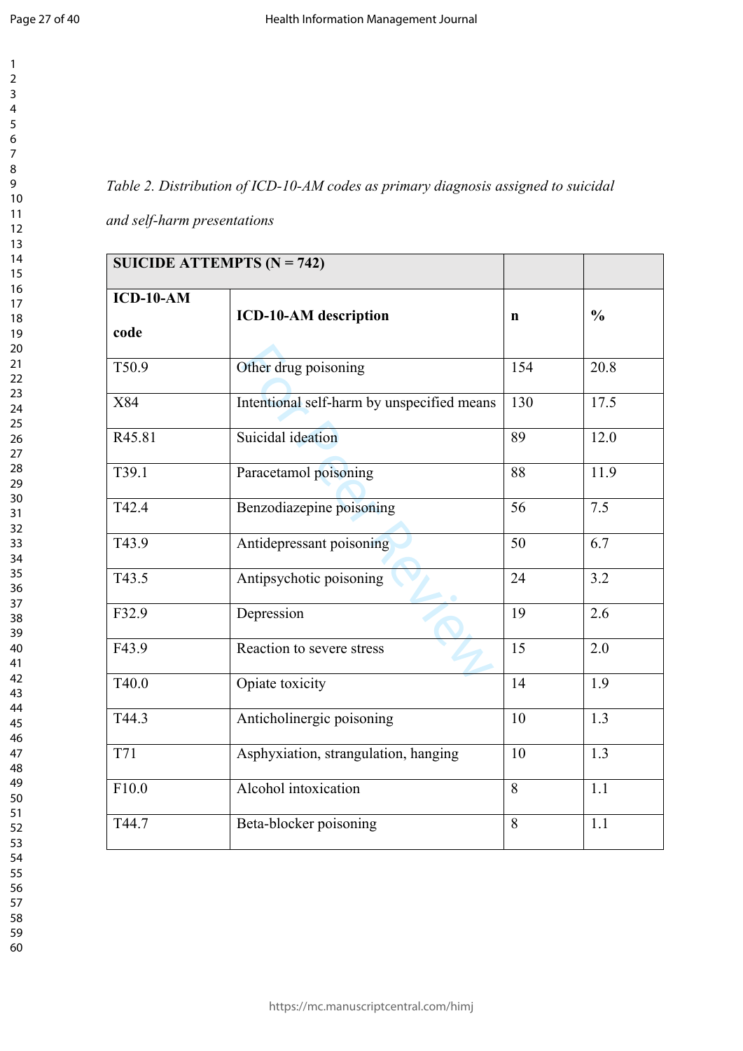*Table 2. Distribution of ICD-10-AM codes as primary diagnosis assigned to suicidal and self-harm presentations*

| **SUICIDE ATTEMPTS (N = 742)** | | | |
|---|---|---|---|
| **ICD-10-AM code** | **ICD-10-AM description** | **n** | **%** |
| T50.9 | Other drug poisoning | 154 | 20.8 |
| X84 | Intentional self-harm by unspecified means | 130 | 17.5 |
| R45.81 | Suicidal ideation | 89 | 12.0 |
| T39.1 | Paracetamol poisoning | 88 | 11.9 |
| T42.4 | Benzodiazepine poisoning | 56 | 7.5 |
| T43.9 | Antidepressant poisoning | 50 | 6.7 |
| T43.5 | Antipsychotic poisoning | 24 | 3.2 |
| F32.9 | Depression | 19 | 2.6 |
| F43.9 | Reaction to severe stress | 15 | 2.0 |
| T40.0 | Opiate toxicity | 14 | 1.9 |
| T44.3 | Anticholinergic poisoning | 10 | 1.3 |
| T71 | Asphyxiation, strangulation, hanging | 10 | 1.3 |
| F10.0 | Alcohol intoxication | 8 | 1.1 |
| T44.7 | Beta-blocker poisoning | 8 | 1.1 |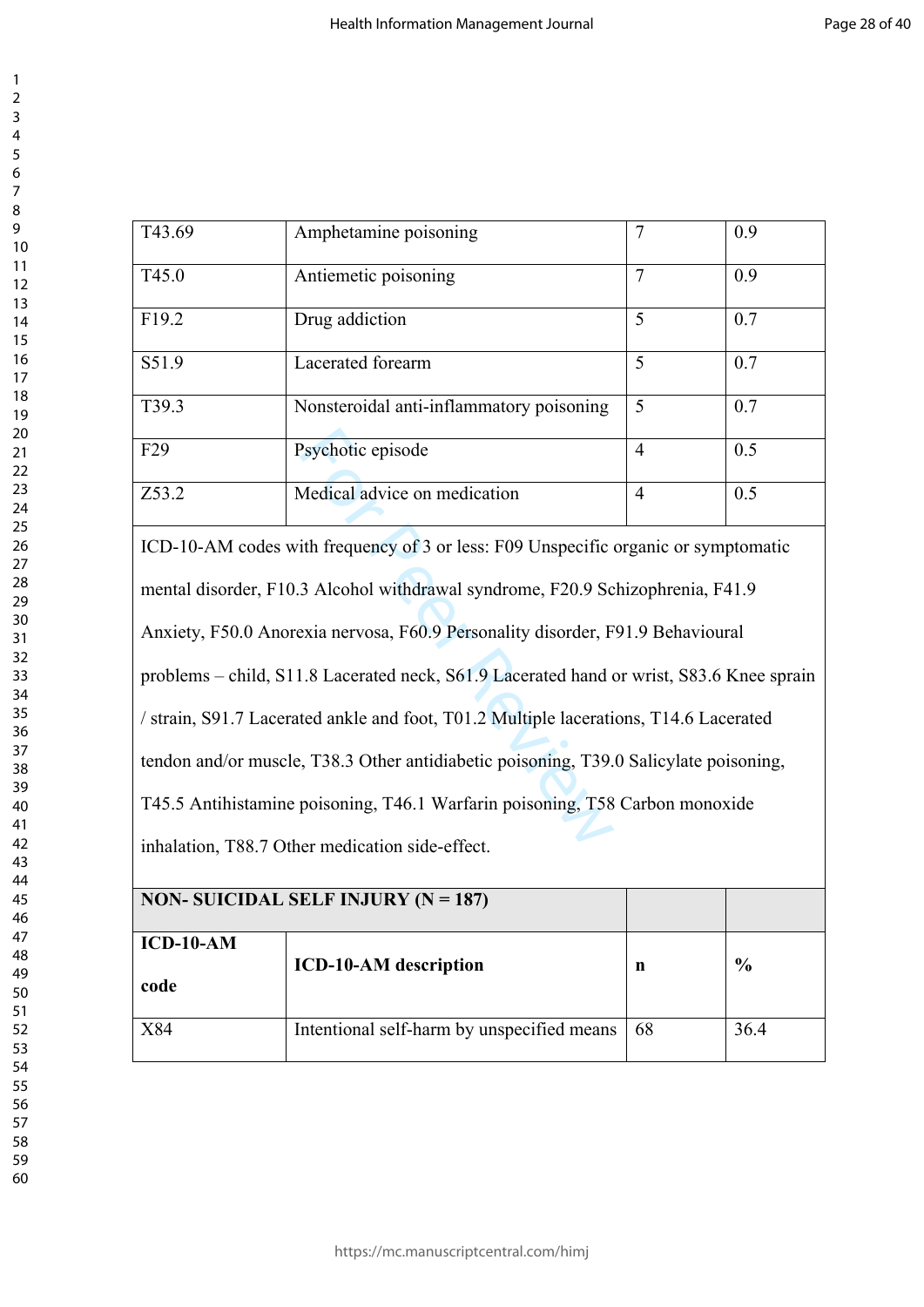| | | | |
|---|---|---|---|
| T43.69 | Amphetamine poisoning | 7 | 0.9 |
| T45.0 | Antiemetic poisoning | 7 | 0.9 |
| F19.2 | Drug addiction | 5 | 0.7 |
| S51.9 | Lacerated forearm | 5 | 0.7 |
| T39.3 | Nonsteroidal anti-inflammatory poisoning | 5 | 0.7 |
| F29 | Psychotic episode | 4 | 0.5 |
| Z53.2 | Medical advice on medication | 4 | 0.5 |
| ICD-10-AM codes with frequency of 3 or less: F09 Unspecific organic or symptomatic mental disorder, F10.3 Alcohol withdrawal syndrome, F20.9 Schizophrenia, F41.9 Anxiety, F50.0 Anorexia nervosa, F60.9 Personality disorder, F91.9 Behavioural problems – child, S11.8 Lacerated neck, S61.9 Lacerated hand or wrist, S83.6 Knee sprain / strain, S91.7 Lacerated ankle and foot, T01.2 Multiple lacerations, T14.6 Lacerated tendon and/or muscle, T38.3 Other antidiabetic poisoning, T39.0 Salicylate poisoning, T45.5 Antihistamine poisoning, T46.1 Warfarin poisoning, T58 Carbon monoxide inhalation, T88.7 Other medication side-effect. | | | |
| **NON- SUICIDAL SELF INJURY (N = 187)** | | | |
| **ICD-10-AM code** | **ICD-10-AM description** | **n** | **%** |
| X84 | Intentional self-harm by unspecified means | 68 | 36.4 |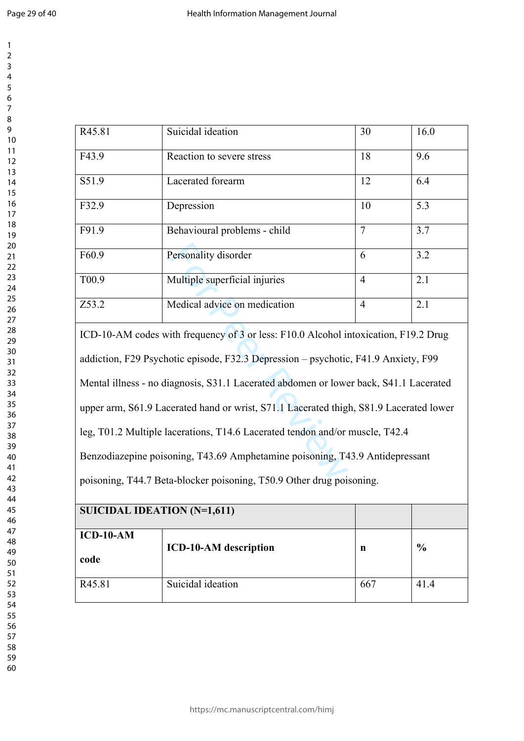| | | | |
|---|---|---|---|
| R45.81 | Suicidal ideation | 30 | 16.0 |
| F43.9 | Reaction to severe stress | 18 | 9.6 |
| S51.9 | Lacerated forearm | 12 | 6.4 |
| F32.9 | Depression | 10 | 5.3 |
| F91.9 | Behavioural problems - child | 7 | 3.7 |
| F60.9 | Personality disorder | 6 | 3.2 |
| T00.9 | Multiple superficial injuries | 4 | 2.1 |
| Z53.2 | Medical advice on medication | 4 | 2.1 |
| ICD-10-AM codes with frequency of 3 or less: F10.0 Alcohol intoxication, F19.2 Drug addiction, F29 Psychotic episode, F32.3 Depression – psychotic, F41.9 Anxiety, F99 Mental illness - no diagnosis, S31.1 Lacerated abdomen or lower back, S41.1 Lacerated upper arm, S61.9 Lacerated hand or wrist, S71.1 Lacerated thigh, S81.9 Lacerated lower leg, T01.2 Multiple lacerations, T14.6 Lacerated tendon and/or muscle, T42.4 Benzodiazepine poisoning, T43.69 Amphetamine poisoning, T43.9 Antidepressant poisoning, T44.7 Beta-blocker poisoning, T50.9 Other drug poisoning. | | | |
| **SUICIDAL IDEATION (N=1,611)** | | | |
| **ICD-10-AM code** | **ICD-10-AM description** | **n** | **%** |
| R45.81 | Suicidal ideation | 667 | 41.4 |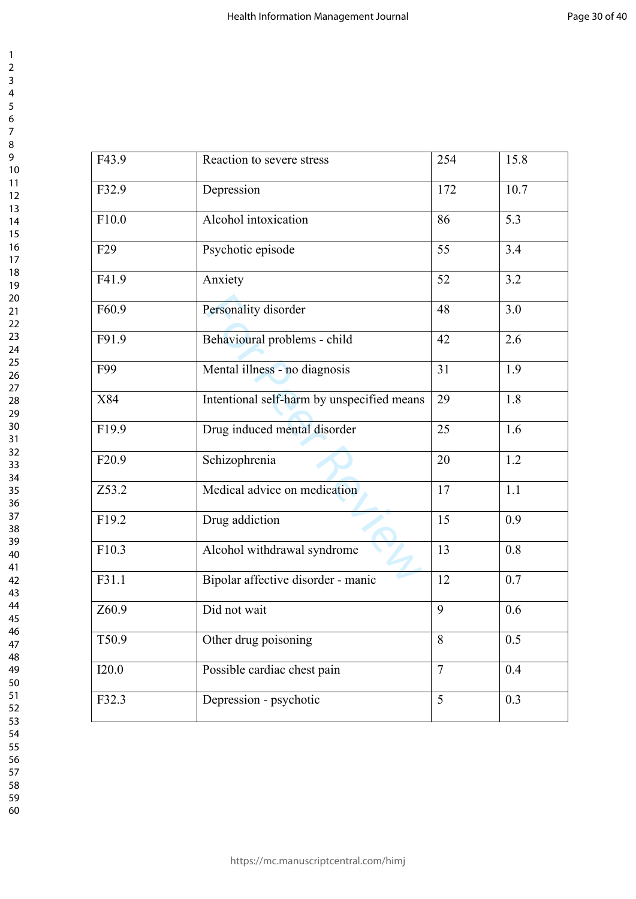| | | | |
|---|---|---|---|
| F43.9 | Reaction to severe stress | 254 | 15.8 |
| F32.9 | Depression | 172 | 10.7 |
| F10.0 | Alcohol intoxication | 86 | 5.3 |
| F29 | Psychotic episode | 55 | 3.4 |
| F41.9 | Anxiety | 52 | 3.2 |
| F60.9 | Personality disorder | 48 | 3.0 |
| F91.9 | Behavioural problems - child | 42 | 2.6 |
| F99 | Mental illness - no diagnosis | 31 | 1.9 |
| X84 | Intentional self-harm by unspecified means | 29 | 1.8 |
| F19.9 | Drug induced mental disorder | 25 | 1.6 |
| F20.9 | Schizophrenia | 20 | 1.2 |
| Z53.2 | Medical advice on medication | 17 | 1.1 |
| F19.2 | Drug addiction | 15 | 0.9 |
| F10.3 | Alcohol withdrawal syndrome | 13 | 0.8 |
| F31.1 | Bipolar affective disorder - manic | 12 | 0.7 |
| Z60.9 | Did not wait | 9 | 0.6 |
| T50.9 | Other drug poisoning | 8 | 0.5 |
| I20.0 | Possible cardiac chest pain | 7 | 0.4 |
| F32.3 | Depression - psychotic | 5 | 0.3 |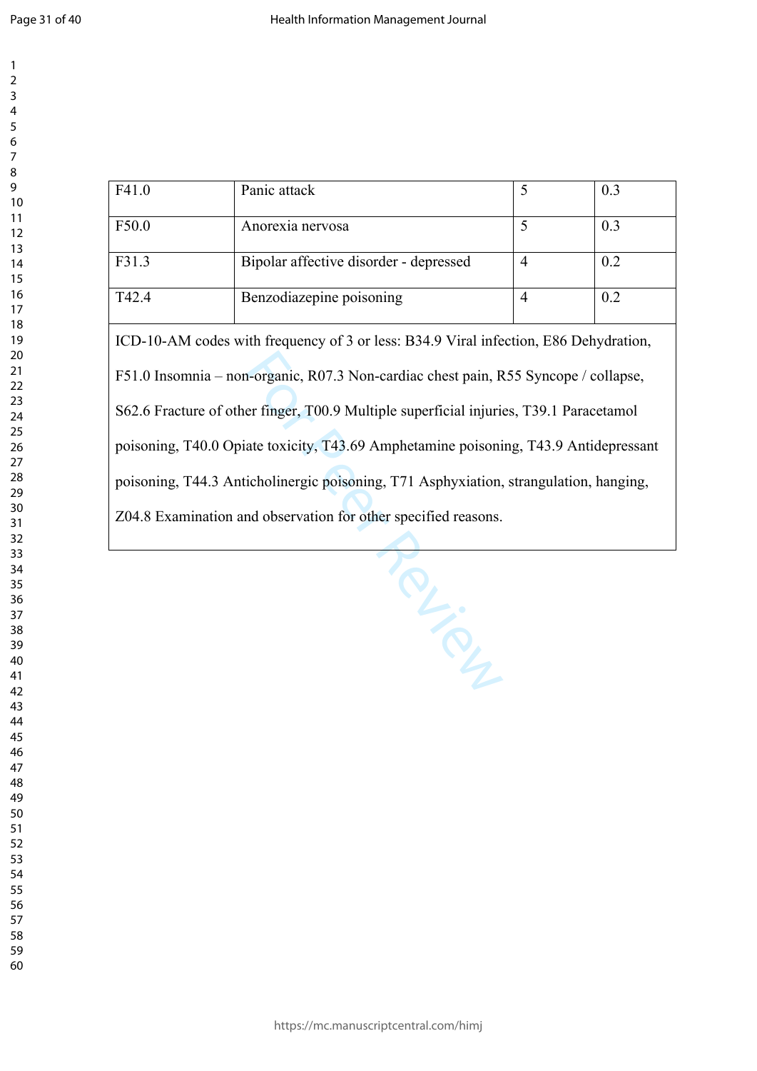| F41.0 | Panic attack | 5 | 0.3 |
|---|---|---|---|
| F50.0 | Anorexia nervosa | 5 | 0.3 |
| F31.3 | Bipolar affective disorder - depressed | 4 | 0.2 |
| T42.4 | Benzodiazepine poisoning | 4 | 0.2 |
| ICD-10-AM codes with frequency of 3 or less: B34.9 Viral infection, E86 Dehydration, F51.0 Insomnia – non-organic, R07.3 Non-cardiac chest pain, R55 Syncope / collapse, S62.6 Fracture of other finger, T00.9 Multiple superficial injuries, T39.1 Paracetamol poisoning, T40.0 Opiate toxicity, T43.69 Amphetamine poisoning, T43.9 Antidepressant poisoning, T44.3 Anticholinergic poisoning, T71 Asphyxiation, strangulation, hanging, Z04.8 Examination and observation for other specified reasons. | | | |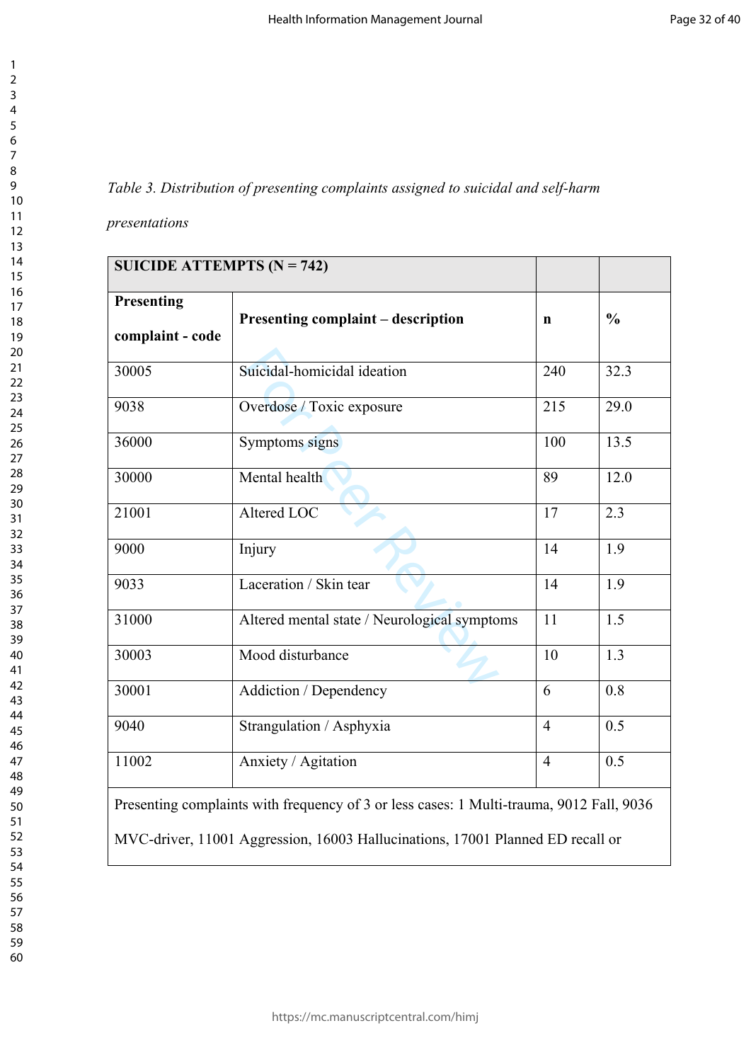*Table 3. Distribution of presenting complaints assigned to suicidal and self-harm presentations*

| **SUICIDE ATTEMPTS (N = 742)** | | | |
|---|---|---|---|
| **Presenting complaint - code** | **Presenting complaint – description** | **n** | **%** |
| 30005 | Suicidal-homicidal ideation | 240 | 32.3 |
| 9038 | Overdose / Toxic exposure | 215 | 29.0 |
| 36000 | Symptoms signs | 100 | 13.5 |
| 30000 | Mental health | 89 | 12.0 |
| 21001 | Altered LOC | 17 | 2.3 |
| 9000 | Injury | 14 | 1.9 |
| 9033 | Laceration / Skin tear | 14 | 1.9 |
| 31000 | Altered mental state / Neurological symptoms | 11 | 1.5 |
| 30003 | Mood disturbance | 10 | 1.3 |
| 30001 | Addiction / Dependency | 6 | 0.8 |
| 9040 | Strangulation / Asphyxia | 4 | 0.5 |
| 11002 | Anxiety / Agitation | 4 | 0.5 |
| Presenting complaints with frequency of 3 or less cases: 1 Multi-trauma, 9012 Fall, 9036 MVC-driver, 11001 Aggression, 16003 Hallucinations, 17001 Planned ED recall or | | | |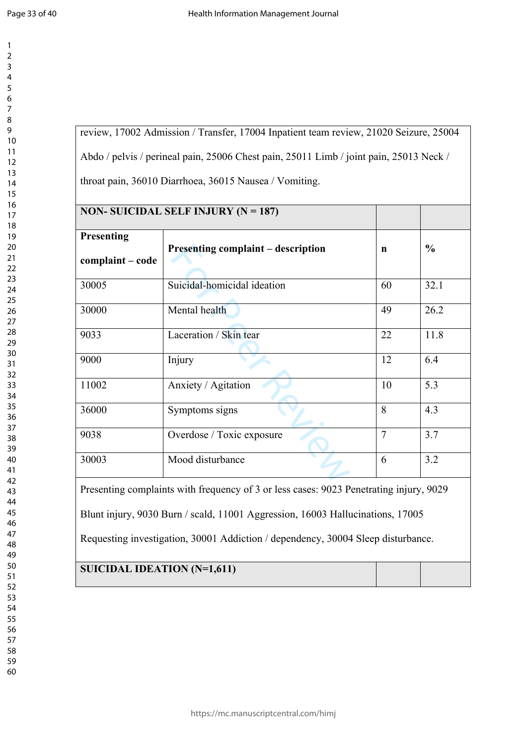| | | | |
|---|---|---|---|
| review, 17002 Admission / Transfer, 17004 Inpatient team review, 21020 Seizure, 25004 Abdo / pelvis / perineal pain, 25006 Chest pain, 25011 Limb / joint pain, 25013 Neck / throat pain, 36010 Diarrhoea, 36015 Nausea / Vomiting. | | | |
| **NON- SUICIDAL SELF INJURY (N = 187)** | | | |
| **Presenting complaint – code** | **Presenting complaint – description** | **n** | **%** |
| 30005 | Suicidal-homicidal ideation | 60 | 32.1 |
| 30000 | Mental health | 49 | 26.2 |
| 9033 | Laceration / Skin tear | 22 | 11.8 |
| 9000 | Injury | 12 | 6.4 |
| 11002 | Anxiety / Agitation | 10 | 5.3 |
| 36000 | Symptoms signs | 8 | 4.3 |
| 9038 | Overdose / Toxic exposure | 7 | 3.7 |
| 30003 | Mood disturbance | 6 | 3.2 |
| Presenting complaints with frequency of 3 or less cases: 9023 Penetrating injury, 9029 Blunt injury, 9030 Burn / scald, 11001 Aggression, 16003 Hallucinations, 17005 Requesting investigation, 30001 Addiction / dependency, 30004 Sleep disturbance. | | | |
| **SUICIDAL IDEATION (N=1,611)** | | | |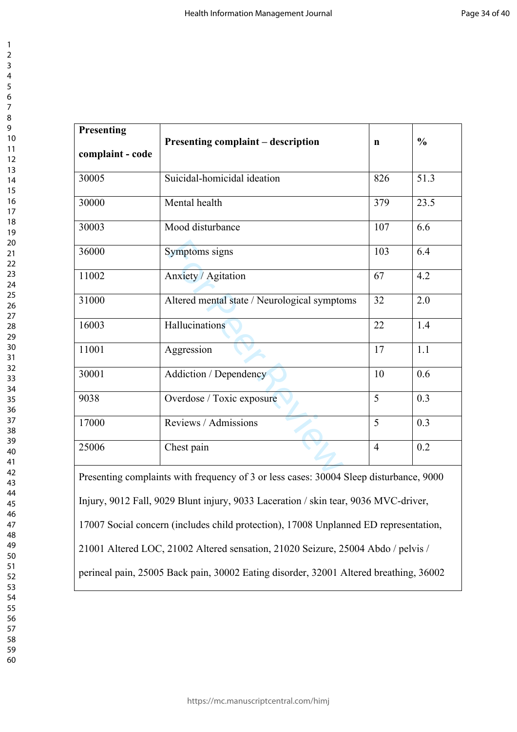| Presenting complaint - code | Presenting complaint – description | n | % |
|---|---|---|---|
| 30005 | Suicidal-homicidal ideation | 826 | 51.3 |
| 30000 | Mental health | 379 | 23.5 |
| 30003 | Mood disturbance | 107 | 6.6 |
| 36000 | Symptoms signs | 103 | 6.4 |
| 11002 | Anxiety / Agitation | 67 | 4.2 |
| 31000 | Altered mental state / Neurological symptoms | 32 | 2.0 |
| 16003 | Hallucinations | 22 | 1.4 |
| 11001 | Aggression | 17 | 1.1 |
| 30001 | Addiction / Dependency | 10 | 0.6 |
| 9038 | Overdose / Toxic exposure | 5 | 0.3 |
| 17000 | Reviews / Admissions | 5 | 0.3 |
| 25006 | Chest pain | 4 | 0.2 |
| Presenting complaints with frequency of 3 or less cases: 30004 Sleep disturbance, 9000 Injury, 9012 Fall, 9029 Blunt injury, 9033 Laceration / skin tear, 9036 MVC-driver, 17007 Social concern (includes child protection), 17008 Unplanned ED representation, 21001 Altered LOC, 21002 Altered sensation, 21020 Seizure, 25004 Abdo / pelvis / perineal pain, 25005 Back pain, 30002 Eating disorder, 32001 Altered breathing, 36002 | | | |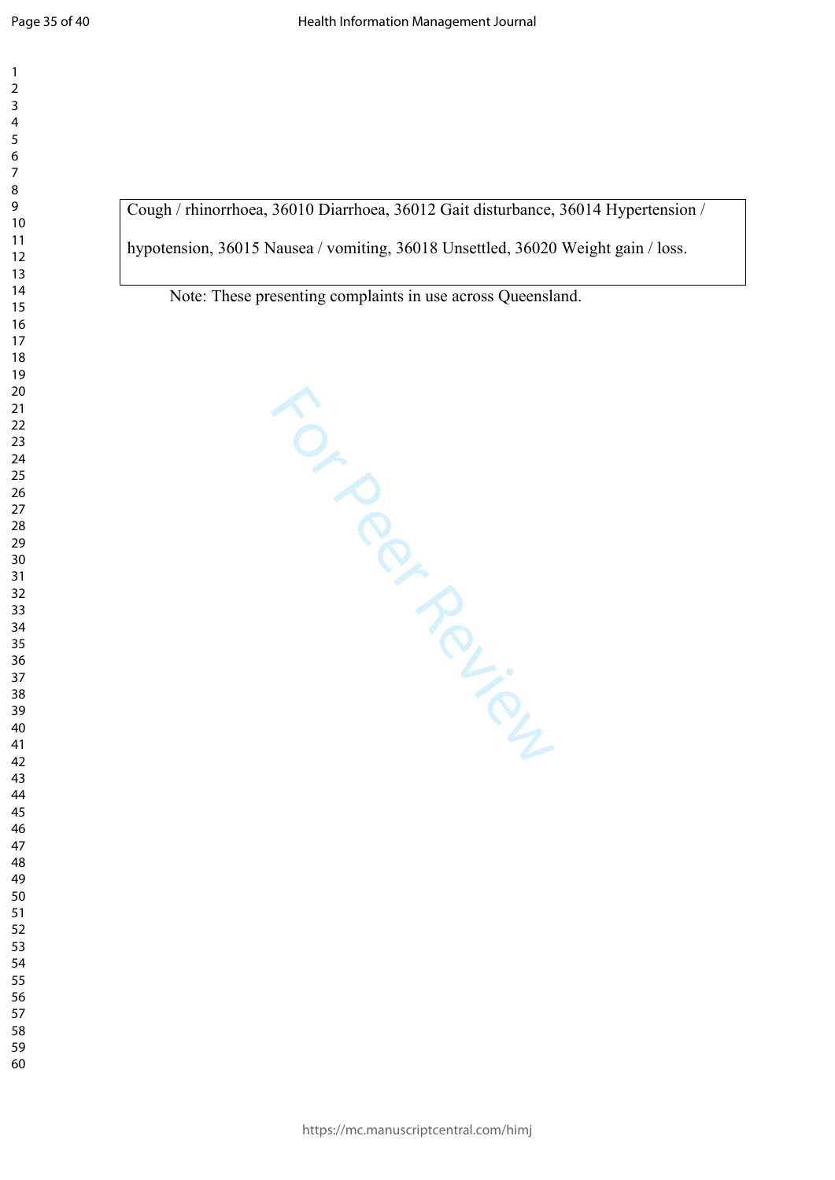Cough / rhinorrhoea, 36010 Diarrhoea, 36012 Gait disturbance, 36014 Hypertension / hypotension, 36015 Nausea / vomiting, 36018 Unsettled, 36020 Weight gain / loss.

Note: These presenting complaints in use across Queensland.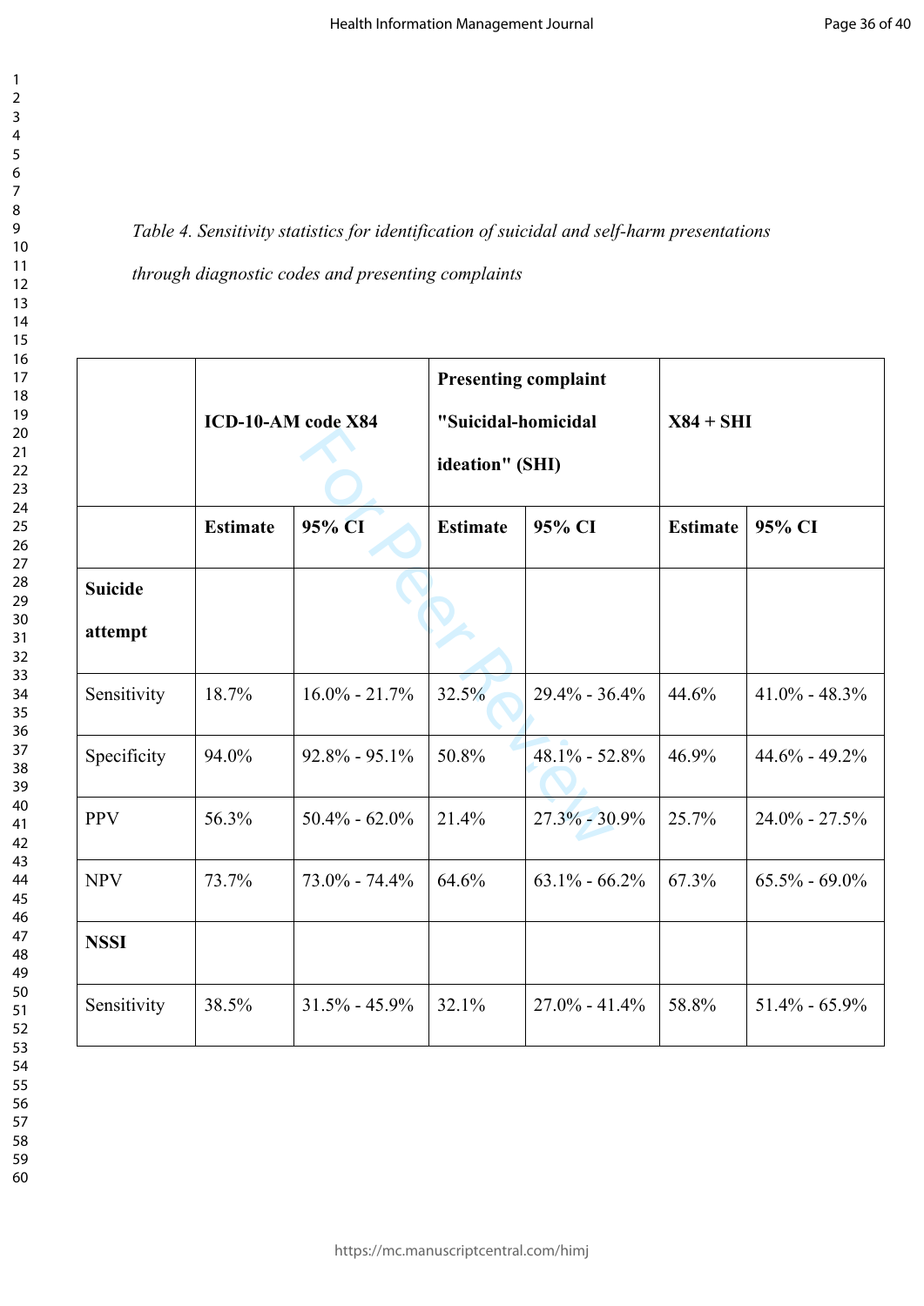*Table 4. Sensitivity statistics for identification of suicidal and self-harm presentations through diagnostic codes and presenting complaints*

| | **ICD-10-AM code X84** | | **Presenting complaint "Suicidal-homicidal ideation" (SHI)** | | **X84 + SHI** | |
|---|---|---|---|---|---|---|
| | **Estimate** | **95% CI** | **Estimate** | **95% CI** | **Estimate** | **95% CI** |
| **Suicide attempt** | | | | | | |
| Sensitivity | 18.7% | 16.0% - 21.7% | 32.5% | 29.4% - 36.4% | 44.6% | 41.0% - 48.3% |
| Specificity | 94.0% | 92.8% - 95.1% | 50.8% | 48.1% - 52.8% | 46.9% | 44.6% - 49.2% |
| PPV | 56.3% | 50.4% - 62.0% | 21.4% | 27.3% - 30.9% | 25.7% | 24.0% - 27.5% |
| NPV | 73.7% | 73.0% - 74.4% | 64.6% | 63.1% - 66.2% | 67.3% | 65.5% - 69.0% |
| **NSSI** | | | | | | |
| Sensitivity | 38.5% | 31.5% - 45.9% | 32.1% | 27.0% - 41.4% | 58.8% | 51.4% - 65.9% |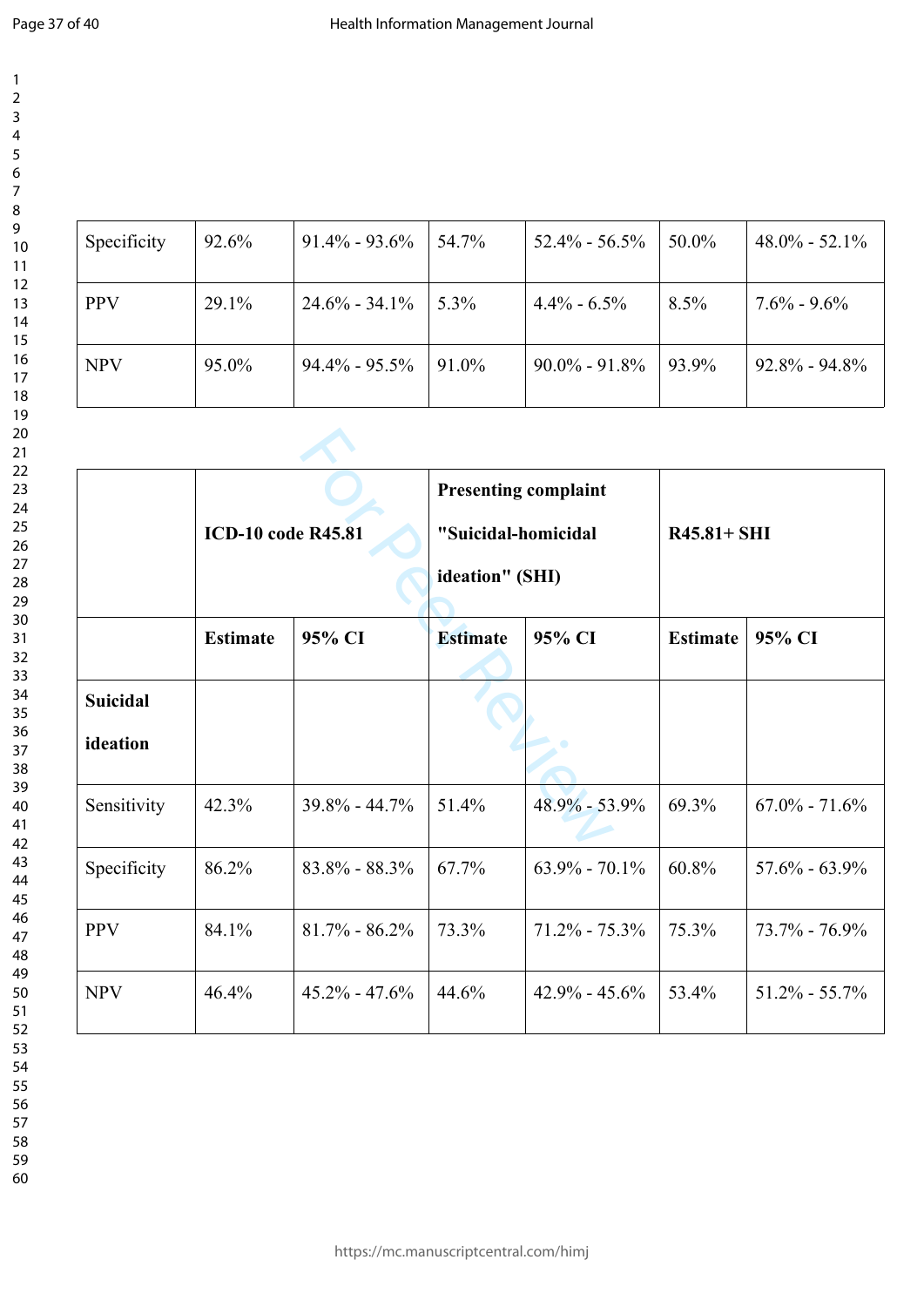| | | | | | | |
|---|---|---|---|---|---|---|
| Specificity | 92.6% | 91.4% - 93.6% | 54.7% | 52.4% - 56.5% | 50.0% | 48.0% - 52.1% |
| PPV | 29.1% | 24.6% - 34.1% | 5.3% | 4.4% - 6.5% | 8.5% | 7.6% - 9.6% |
| NPV | 95.0% | 94.4% - 95.5% | 91.0% | 90.0% - 91.8% | 93.9% | 92.8% - 94.8% |

| | **ICD-10 code R45.81** | | **Presenting complaint "Suicidal-homicidal ideation" (SHI)** | | **R45.81+ SHI** | |
|---|---|---|---|---|---|---|
| | **Estimate** | **95% CI** | **Estimate** | **95% CI** | **Estimate** | **95% CI** |
| **Suicidal ideation** | | | | | | |
| Sensitivity | 42.3% | 39.8% - 44.7% | 51.4% | 48.9% - 53.9% | 69.3% | 67.0% - 71.6% |
| Specificity | 86.2% | 83.8% - 88.3% | 67.7% | 63.9% - 70.1% | 60.8% | 57.6% - 63.9% |
| PPV | 84.1% | 81.7% - 86.2% | 73.3% | 71.2% - 75.3% | 75.3% | 73.7% - 76.9% |
| NPV | 46.4% | 45.2% - 47.6% | 44.6% | 42.9% - 45.6% | 53.4% | 51.2% - 55.7% |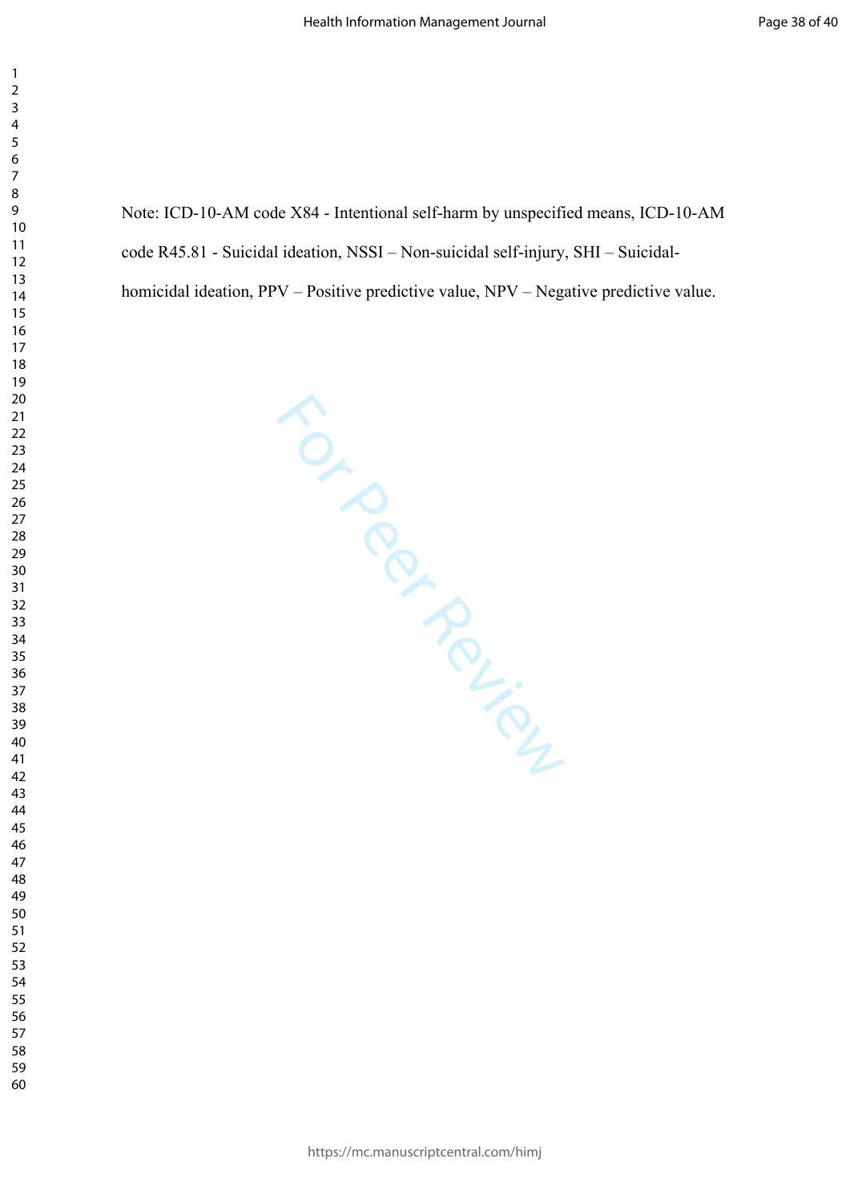Note: ICD-10-AM code X84 - Intentional self-harm by unspecified means, ICD-10-AM code R45.81 - Suicidal ideation, NSSI – Non-suicidal self-injury, SHI – Suicidal-homicidal ideation, PPV – Positive predictive value, NPV – Negative predictive value.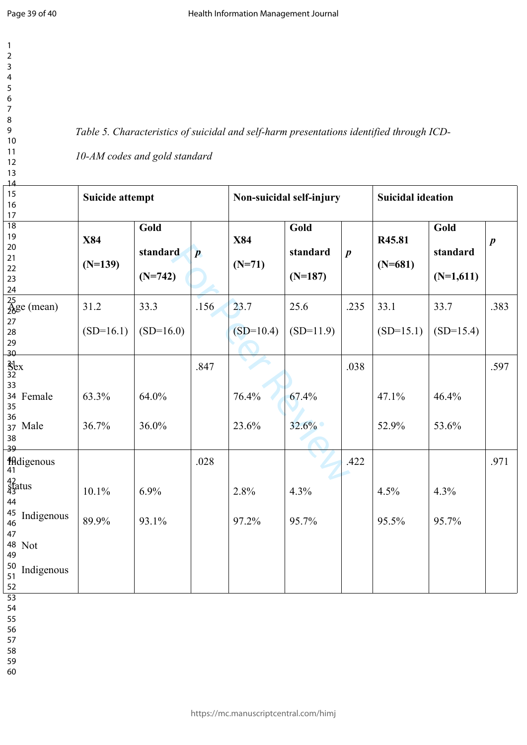*Table 5. Characteristics of suicidal and self-harm presentations identified through ICD-10-AM codes and gold standard*

| | **Suicide attempt** | | | **Non-suicidal self-injury** | | | **Suicidal ideation** | | |
|---|---|---|---|---|---|---|---|---|---|
| | **X84 (N=139)** | **Gold standard (N=742)** | ***p*** | **X84 (N=71)** | **Gold standard (N=187)** | ***p*** | **R45.81 (N=681)** | **Gold standard (N=1,611)** | ***p*** |
| Age (mean) | 31.2 (SD=16.1) | 33.3 (SD=16.0) | .156 | 23.7 (SD=10.4) | 25.6 (SD=11.9) | .235 | 33.1 (SD=15.1) | 33.7 (SD=15.4) | .383 |
| Sex | | | .847 | | | .038 | | | .597 |
| Female | 63.3% | 64.0% | | 76.4% | 67.4% | | 47.1% | 46.4% | |
| Male | 36.7% | 36.0% | | 23.6% | 32.6% | | 52.9% | 53.6% | |
| Indigenous status | | | .028 | | | .422 | | | .971 |
| Indigenous | 10.1% | 6.9% | | 2.8% | 4.3% | | 4.5% | 4.3% | |
| Not Indigenous | 89.9% | 93.1% | | 97.2% | 95.7% | | 95.5% | 95.7% | |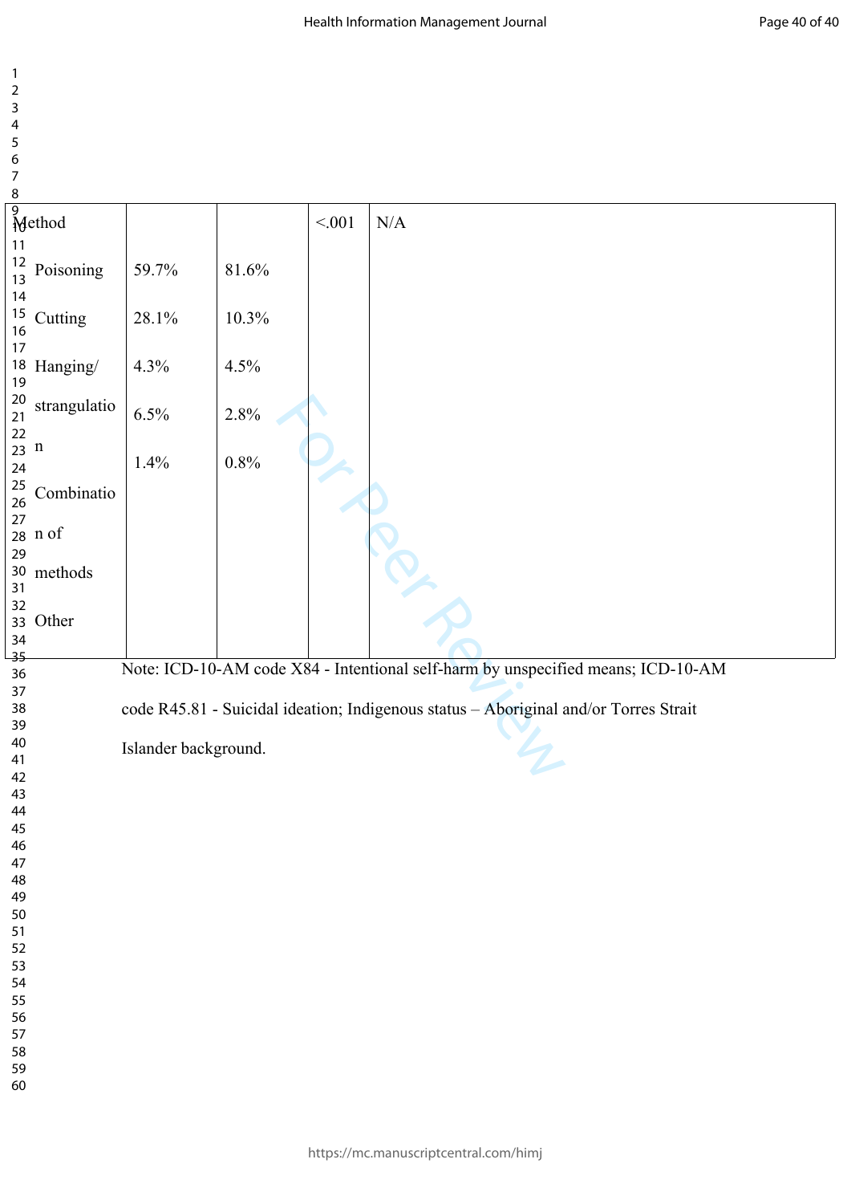| | | | | |
|---|---|---|---|---|
| Method | | | <.001 | N/A |
| Poisoning | 59.7% | 81.6% | | |
| Cutting | 28.1% | 10.3% | | |
| Hanging/strangulation | 4.3% | 4.5% | | |
| Combination of methods | 6.5% | 2.8% | | |
| Other | 1.4% | 0.8% | | |

Note: ICD-10-AM code X84 - Intentional self-harm by unspecified means; ICD-10-AM code R45.81 - Suicidal ideation; Indigenous status – Aboriginal and/or Torres Strait Islander background.